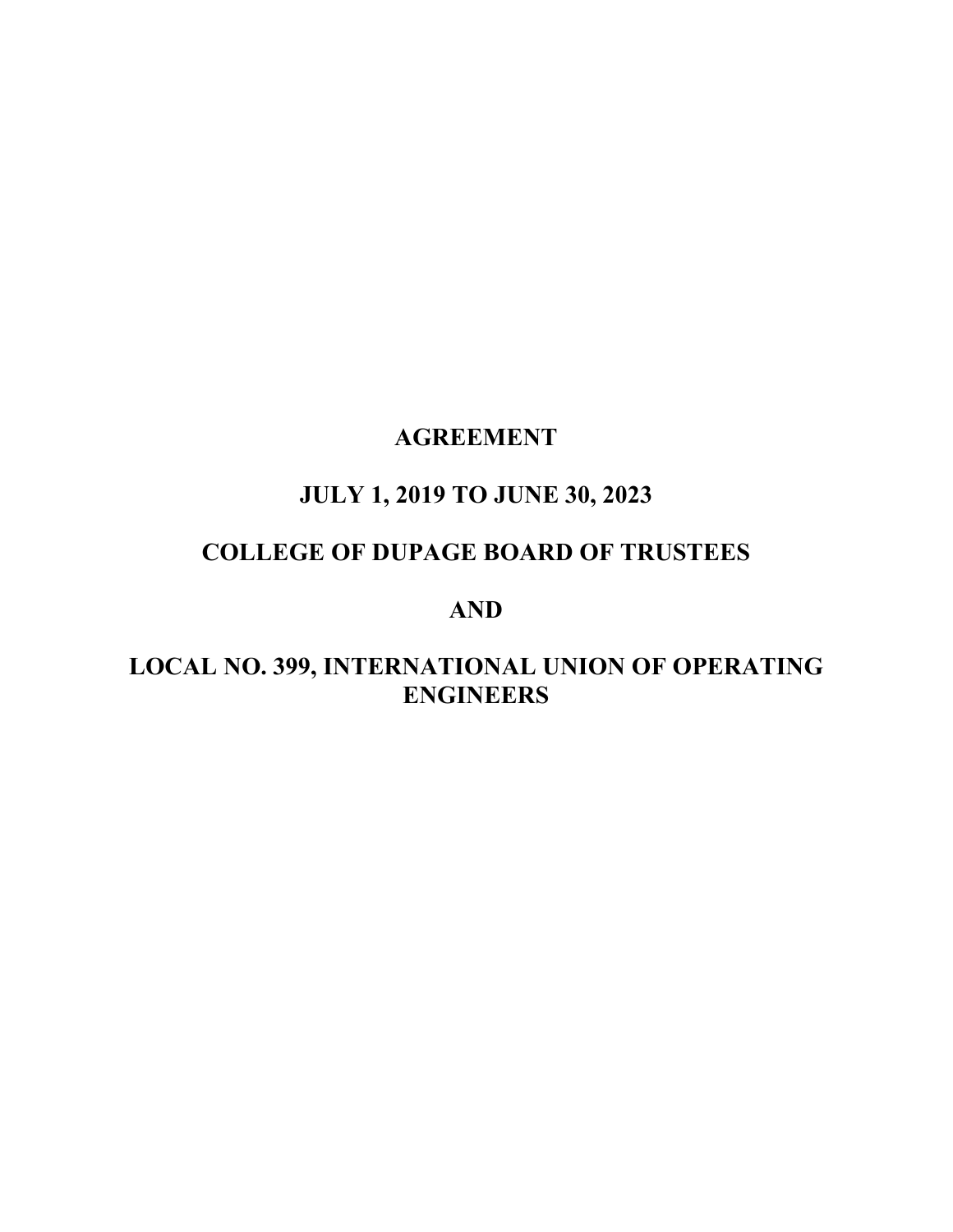# AGREEMENT

## JULY 1, 2019 TO JUNE 30, 2023

## COLLEGE OF DUPAGE BOARD OF TRUSTEES

## AND

## LOCAL NO. 399, INTERNATIONAL UNION OF OPERATING ENGINEERS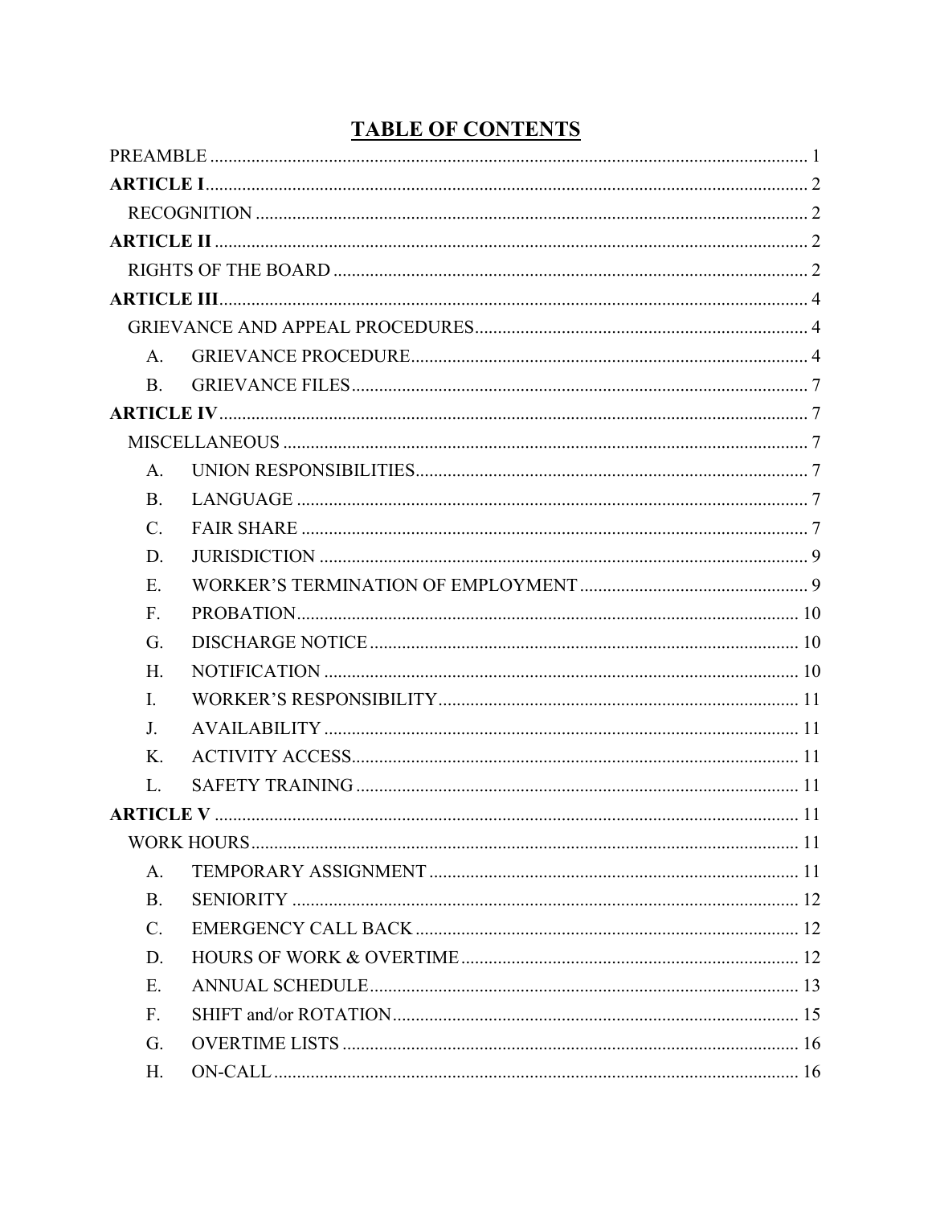# TABLE OF CONTENTS

PREAMBLE ........ 1

**ARTICLE I** ........ 2

RECOGNITION ........ 2

**ARTICLE II** ........ 2

RIGHTS OF THE BOARD ........ 2

**ARTICLE III** ........ 4

GRIEVANCE AND APPEAL PROCEDURES ........ 4

A. GRIEVANCE PROCEDURE ........ 4

B. GRIEVANCE FILES ........ 7

**ARTICLE IV** ........ 7

MISCELLANEOUS ........ 7

A. UNION RESPONSIBILITIES ........ 7

B. LANGUAGE ........ 7

C. FAIR SHARE ........ 7

D. JURISDICTION ........ 9

E. WORKER'S TERMINATION OF EMPLOYMENT ........ 9

F. PROBATION ........ 10

G. DISCHARGE NOTICE ........ 10

H. NOTIFICATION ........ 10

I. WORKER'S RESPONSIBILITY ........ 11

J. AVAILABILITY ........ 11

K. ACTIVITY ACCESS ........ 11

L. SAFETY TRAINING ........ 11

**ARTICLE V** ........ 11

WORK HOURS ........ 11

A. TEMPORARY ASSIGNMENT ........ 11

B. SENIORITY ........ 12

C. EMERGENCY CALL BACK ........ 12

D. HOURS OF WORK & OVERTIME ........ 12

E. ANNUAL SCHEDULE ........ 13

F. SHIFT and/or ROTATION ........ 15

G. OVERTIME LISTS ........ 16

H. ON-CALL ........ 16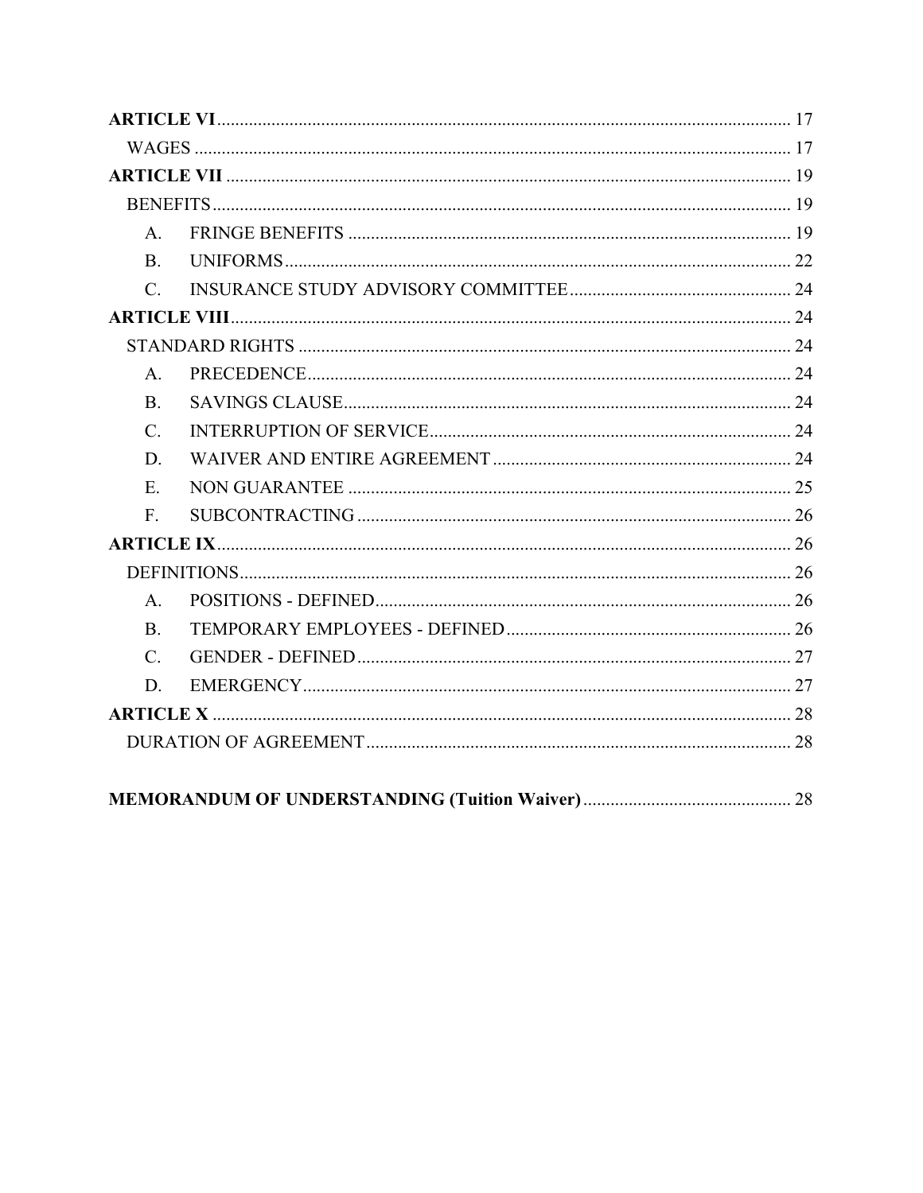**ARTICLE VI** .......... 17

WAGES .......... 17

**ARTICLE VII** .......... 19

BENEFITS .......... 19

- A. FRINGE BENEFITS .......... 19
- B. UNIFORMS .......... 22
- C. INSURANCE STUDY ADVISORY COMMITTEE .......... 24

**ARTICLE VIII** .......... 24

STANDARD RIGHTS .......... 24

- A. PRECEDENCE .......... 24
- B. SAVINGS CLAUSE .......... 24
- C. INTERRUPTION OF SERVICE .......... 24
- D. WAIVER AND ENTIRE AGREEMENT .......... 24
- E. NON GUARANTEE .......... 25
- F. SUBCONTRACTING .......... 26

**ARTICLE IX** .......... 26

DEFINITIONS .......... 26

- A. POSITIONS - DEFINED .......... 26
- B. TEMPORARY EMPLOYEES - DEFINED .......... 26
- C. GENDER - DEFINED .......... 27
- D. EMERGENCY .......... 27

**ARTICLE X** .......... 28

DURATION OF AGREEMENT .......... 28

**MEMORANDUM OF UNDERSTANDING (Tuition Waiver)** .......... 28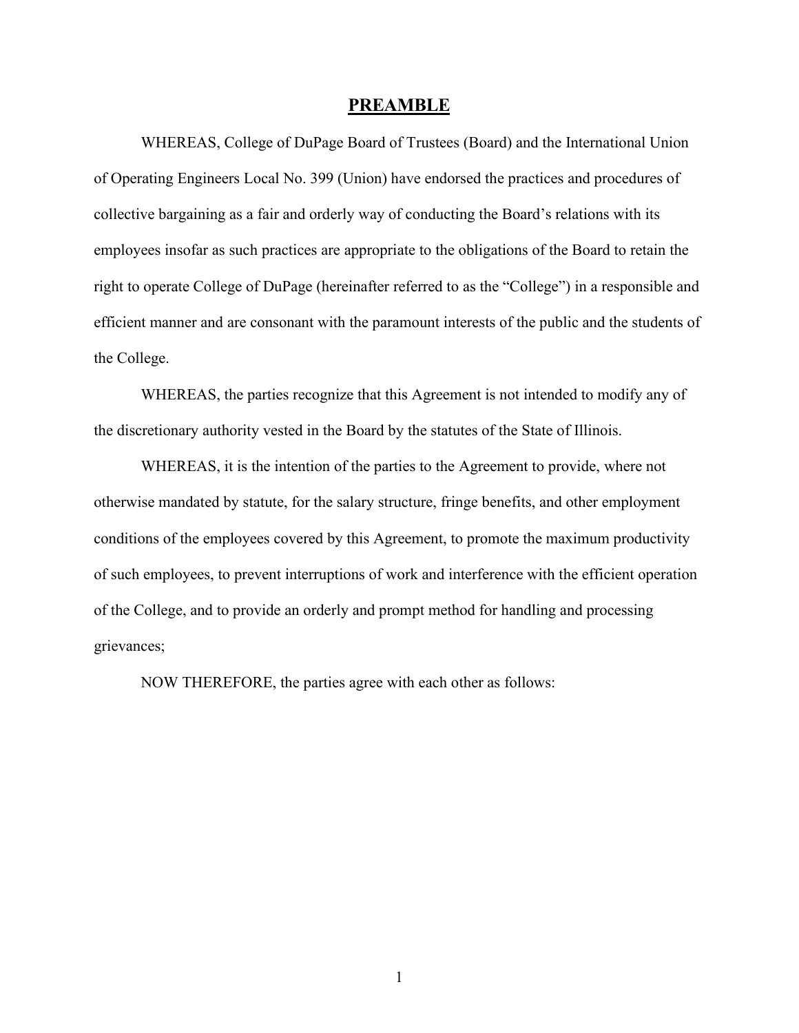# PREAMBLE

WHEREAS, College of DuPage Board of Trustees (Board) and the International Union of Operating Engineers Local No. 399 (Union) have endorsed the practices and procedures of collective bargaining as a fair and orderly way of conducting the Board's relations with its employees insofar as such practices are appropriate to the obligations of the Board to retain the right to operate College of DuPage (hereinafter referred to as the "College") in a responsible and efficient manner and are consonant with the paramount interests of the public and the students of the College.

WHEREAS, the parties recognize that this Agreement is not intended to modify any of the discretionary authority vested in the Board by the statutes of the State of Illinois.

WHEREAS, it is the intention of the parties to the Agreement to provide, where not otherwise mandated by statute, for the salary structure, fringe benefits, and other employment conditions of the employees covered by this Agreement, to promote the maximum productivity of such employees, to prevent interruptions of work and interference with the efficient operation of the College, and to provide an orderly and prompt method for handling and processing grievances;

NOW THEREFORE, the parties agree with each other as follows: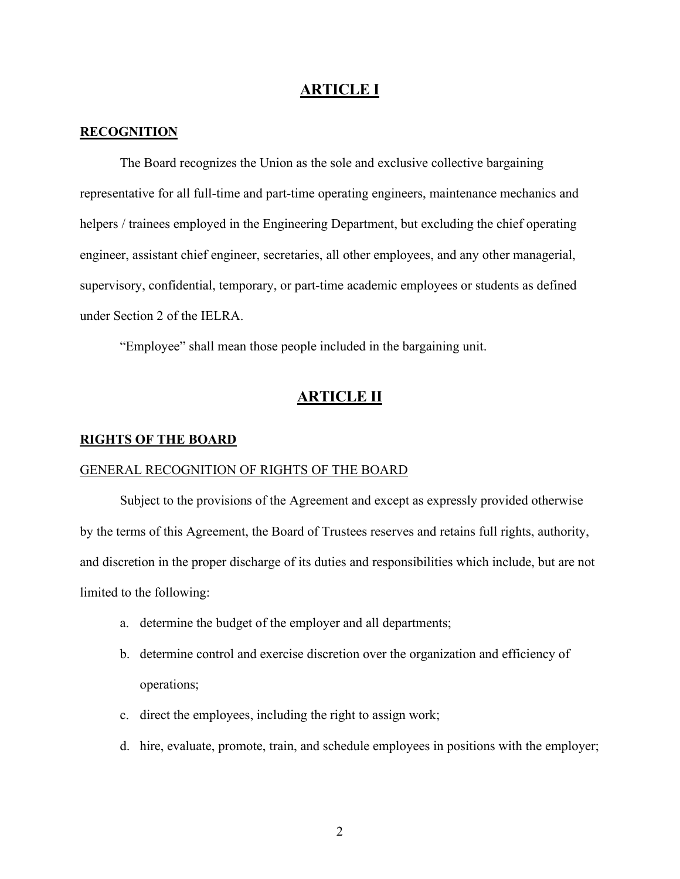# ARTICLE I

## RECOGNITION

The Board recognizes the Union as the sole and exclusive collective bargaining representative for all full-time and part-time operating engineers, maintenance mechanics and helpers / trainees employed in the Engineering Department, but excluding the chief operating engineer, assistant chief engineer, secretaries, all other employees, and any other managerial, supervisory, confidential, temporary, or part-time academic employees or students as defined under Section 2 of the IELRA.

"Employee" shall mean those people included in the bargaining unit.

# ARTICLE II

## RIGHTS OF THE BOARD

### GENERAL RECOGNITION OF RIGHTS OF THE BOARD

Subject to the provisions of the Agreement and except as expressly provided otherwise by the terms of this Agreement, the Board of Trustees reserves and retains full rights, authority, and discretion in the proper discharge of its duties and responsibilities which include, but are not limited to the following:

a. determine the budget of the employer and all departments;
b. determine control and exercise discretion over the organization and efficiency of operations;
c. direct the employees, including the right to assign work;
d. hire, evaluate, promote, train, and schedule employees in positions with the employer;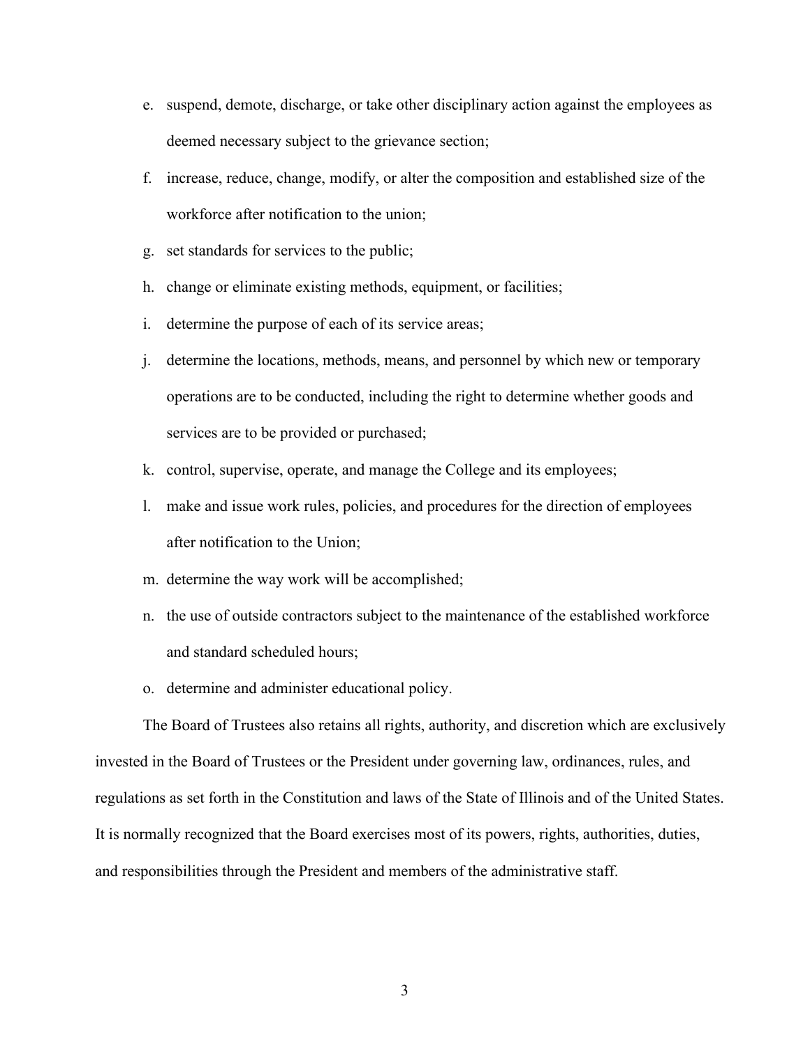e. suspend, demote, discharge, or take other disciplinary action against the employees as deemed necessary subject to the grievance section;
f. increase, reduce, change, modify, or alter the composition and established size of the workforce after notification to the union;
g. set standards for services to the public;
h. change or eliminate existing methods, equipment, or facilities;
i. determine the purpose of each of its service areas;
j. determine the locations, methods, means, and personnel by which new or temporary operations are to be conducted, including the right to determine whether goods and services are to be provided or purchased;
k. control, supervise, operate, and manage the College and its employees;
l. make and issue work rules, policies, and procedures for the direction of employees after notification to the Union;
m. determine the way work will be accomplished;
n. the use of outside contractors subject to the maintenance of the established workforce and standard scheduled hours;
o. determine and administer educational policy.

The Board of Trustees also retains all rights, authority, and discretion which are exclusively invested in the Board of Trustees or the President under governing law, ordinances, rules, and regulations as set forth in the Constitution and laws of the State of Illinois and of the United States. It is normally recognized that the Board exercises most of its powers, rights, authorities, duties, and responsibilities through the President and members of the administrative staff.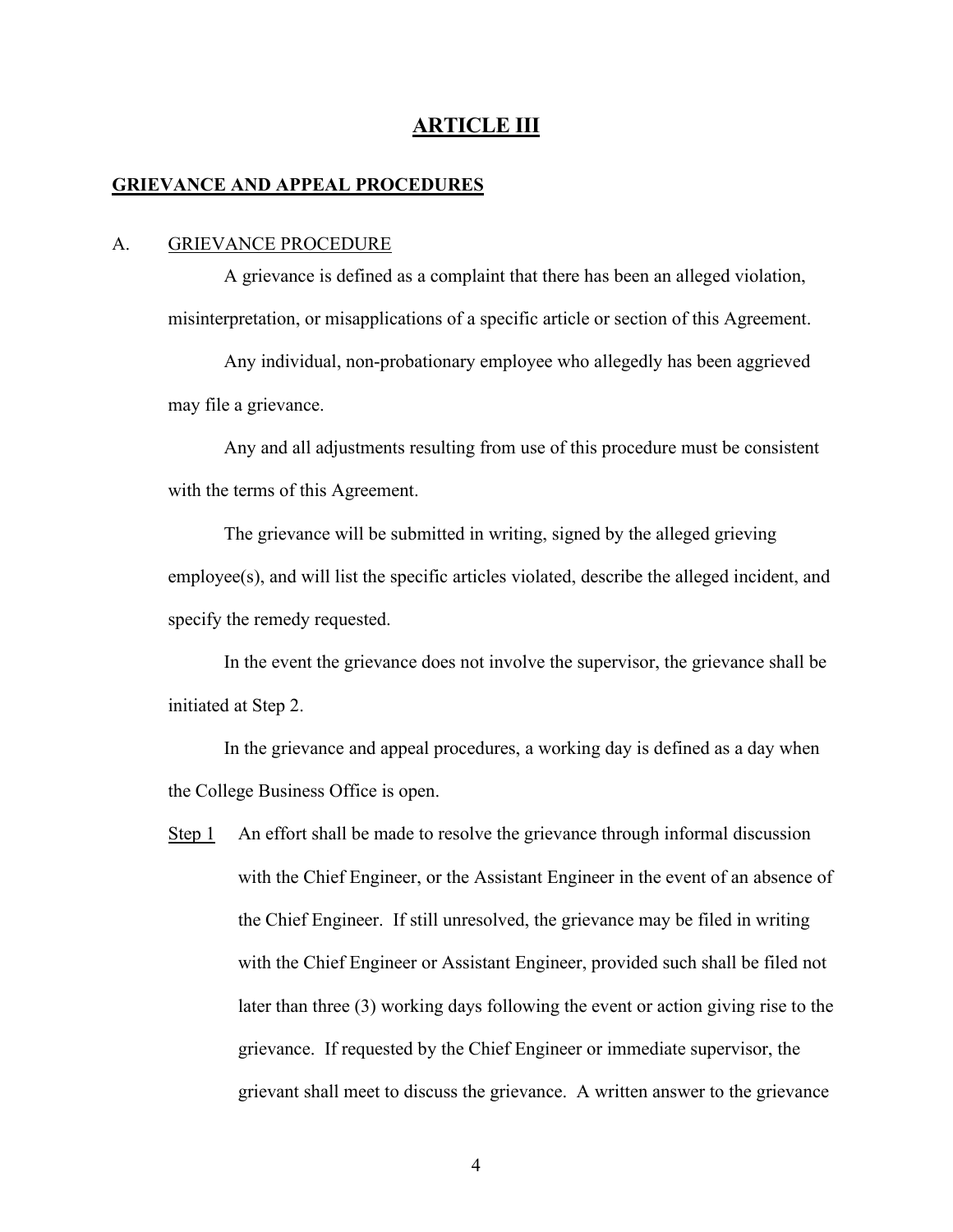# ARTICLE III

## GRIEVANCE AND APPEAL PROCEDURES

### A. GRIEVANCE PROCEDURE

A grievance is defined as a complaint that there has been an alleged violation, misinterpretation, or misapplications of a specific article or section of this Agreement.

Any individual, non-probationary employee who allegedly has been aggrieved may file a grievance.

Any and all adjustments resulting from use of this procedure must be consistent with the terms of this Agreement.

The grievance will be submitted in writing, signed by the alleged grieving employee(s), and will list the specific articles violated, describe the alleged incident, and specify the remedy requested.

In the event the grievance does not involve the supervisor, the grievance shall be initiated at Step 2.

In the grievance and appeal procedures, a working day is defined as a day when the College Business Office is open.

Step 1 An effort shall be made to resolve the grievance through informal discussion with the Chief Engineer, or the Assistant Engineer in the event of an absence of the Chief Engineer. If still unresolved, the grievance may be filed in writing with the Chief Engineer or Assistant Engineer, provided such shall be filed not later than three (3) working days following the event or action giving rise to the grievance. If requested by the Chief Engineer or immediate supervisor, the grievant shall meet to discuss the grievance. A written answer to the grievance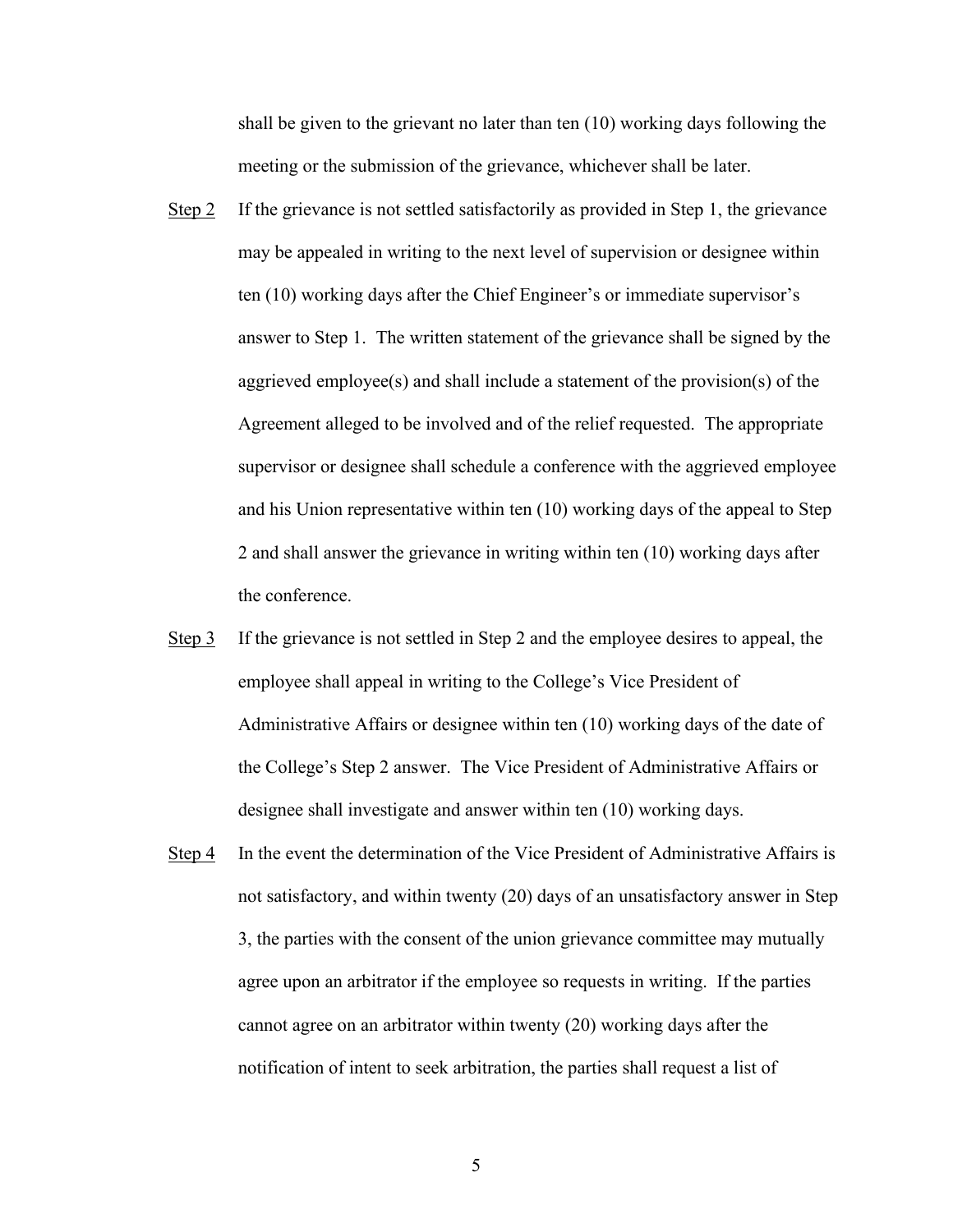shall be given to the grievant no later than ten (10) working days following the meeting or the submission of the grievance, whichever shall be later.

Step 2 If the grievance is not settled satisfactorily as provided in Step 1, the grievance may be appealed in writing to the next level of supervision or designee within ten (10) working days after the Chief Engineer's or immediate supervisor's answer to Step 1. The written statement of the grievance shall be signed by the aggrieved employee(s) and shall include a statement of the provision(s) of the Agreement alleged to be involved and of the relief requested. The appropriate supervisor or designee shall schedule a conference with the aggrieved employee and his Union representative within ten (10) working days of the appeal to Step 2 and shall answer the grievance in writing within ten (10) working days after the conference.

Step 3 If the grievance is not settled in Step 2 and the employee desires to appeal, the employee shall appeal in writing to the College's Vice President of Administrative Affairs or designee within ten (10) working days of the date of the College's Step 2 answer. The Vice President of Administrative Affairs or designee shall investigate and answer within ten (10) working days.

Step 4 In the event the determination of the Vice President of Administrative Affairs is not satisfactory, and within twenty (20) days of an unsatisfactory answer in Step 3, the parties with the consent of the union grievance committee may mutually agree upon an arbitrator if the employee so requests in writing. If the parties cannot agree on an arbitrator within twenty (20) working days after the notification of intent to seek arbitration, the parties shall request a list of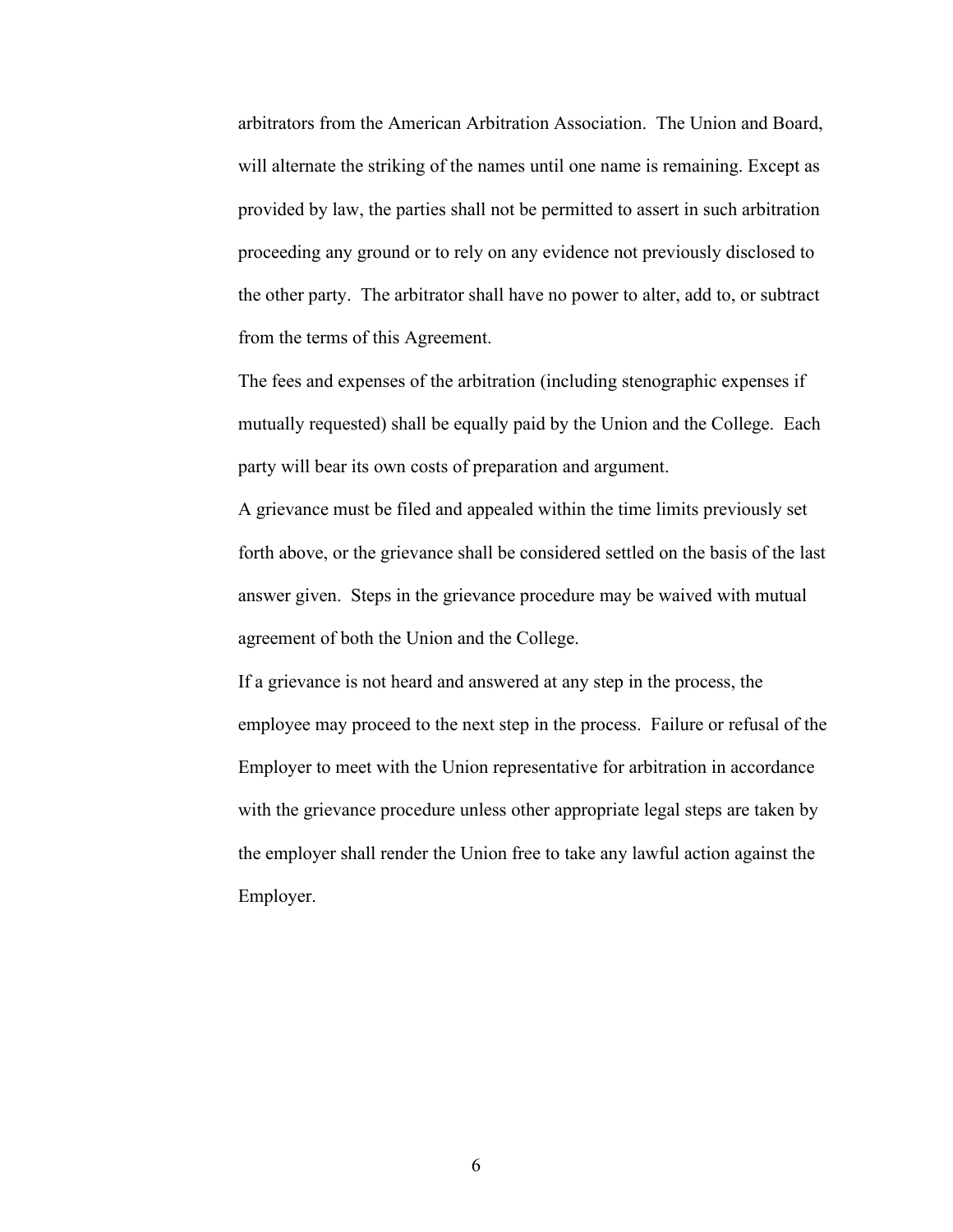arbitrators from the American Arbitration Association. The Union and Board, will alternate the striking of the names until one name is remaining. Except as provided by law, the parties shall not be permitted to assert in such arbitration proceeding any ground or to rely on any evidence not previously disclosed to the other party. The arbitrator shall have no power to alter, add to, or subtract from the terms of this Agreement.

The fees and expenses of the arbitration (including stenographic expenses if mutually requested) shall be equally paid by the Union and the College. Each party will bear its own costs of preparation and argument.

A grievance must be filed and appealed within the time limits previously set forth above, or the grievance shall be considered settled on the basis of the last answer given. Steps in the grievance procedure may be waived with mutual agreement of both the Union and the College.

If a grievance is not heard and answered at any step in the process, the employee may proceed to the next step in the process. Failure or refusal of the Employer to meet with the Union representative for arbitration in accordance with the grievance procedure unless other appropriate legal steps are taken by the employer shall render the Union free to take any lawful action against the Employer.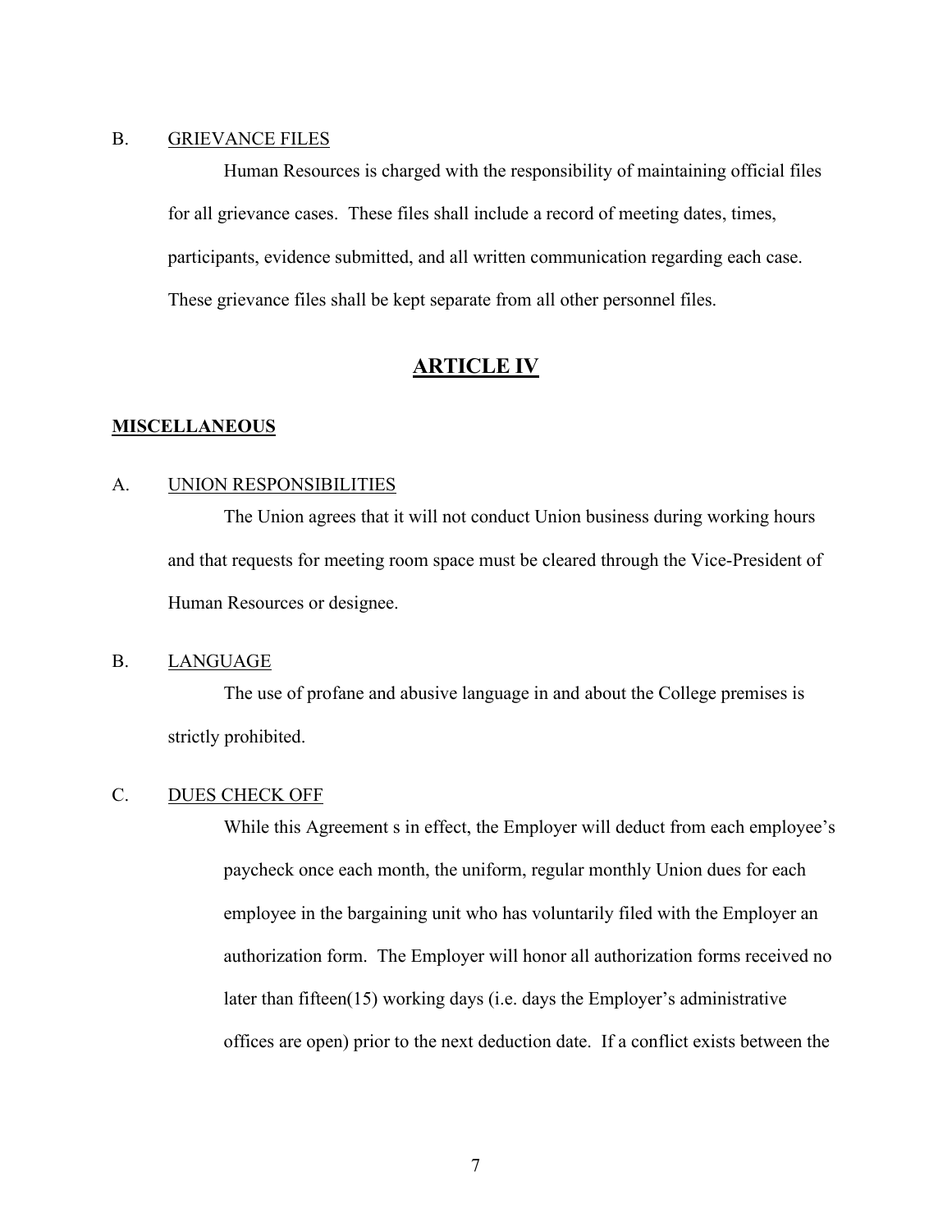B. <u>GRIEVANCE FILES</u>

Human Resources is charged with the responsibility of maintaining official files for all grievance cases. These files shall include a record of meeting dates, times, participants, evidence submitted, and all written communication regarding each case. These grievance files shall be kept separate from all other personnel files.

# ARTICLE IV

## MISCELLANEOUS

A. <u>UNION RESPONSIBILITIES</u>

The Union agrees that it will not conduct Union business during working hours and that requests for meeting room space must be cleared through the Vice-President of Human Resources or designee.

B. <u>LANGUAGE</u>

The use of profane and abusive language in and about the College premises is strictly prohibited.

C. <u>DUES CHECK OFF</u>

While this Agreement s in effect, the Employer will deduct from each employee's paycheck once each month, the uniform, regular monthly Union dues for each employee in the bargaining unit who has voluntarily filed with the Employer an authorization form. The Employer will honor all authorization forms received no later than fifteen(15) working days (i.e. days the Employer's administrative offices are open) prior to the next deduction date. If a conflict exists between the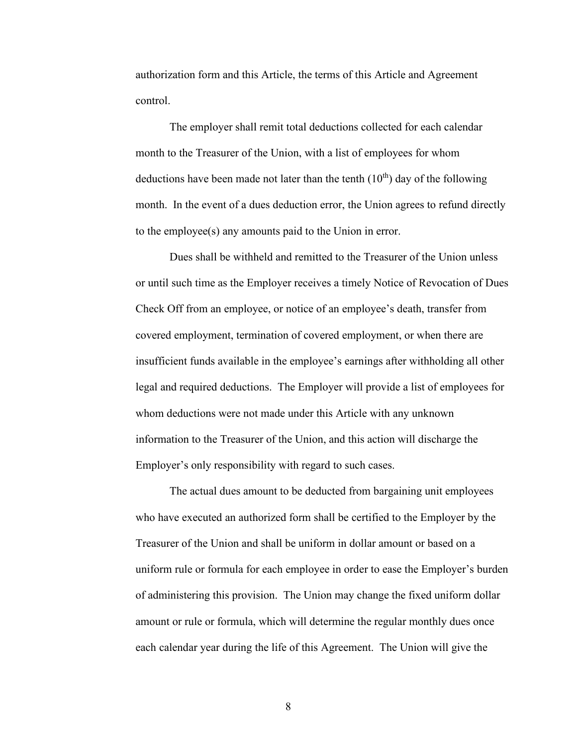authorization form and this Article, the terms of this Article and Agreement control.

The employer shall remit total deductions collected for each calendar month to the Treasurer of the Union, with a list of employees for whom deductions have been made not later than the tenth (10th) day of the following month. In the event of a dues deduction error, the Union agrees to refund directly to the employee(s) any amounts paid to the Union in error.

Dues shall be withheld and remitted to the Treasurer of the Union unless or until such time as the Employer receives a timely Notice of Revocation of Dues Check Off from an employee, or notice of an employee's death, transfer from covered employment, termination of covered employment, or when there are insufficient funds available in the employee's earnings after withholding all other legal and required deductions. The Employer will provide a list of employees for whom deductions were not made under this Article with any unknown information to the Treasurer of the Union, and this action will discharge the Employer's only responsibility with regard to such cases.

The actual dues amount to be deducted from bargaining unit employees who have executed an authorized form shall be certified to the Employer by the Treasurer of the Union and shall be uniform in dollar amount or based on a uniform rule or formula for each employee in order to ease the Employer's burden of administering this provision. The Union may change the fixed uniform dollar amount or rule or formula, which will determine the regular monthly dues once each calendar year during the life of this Agreement. The Union will give the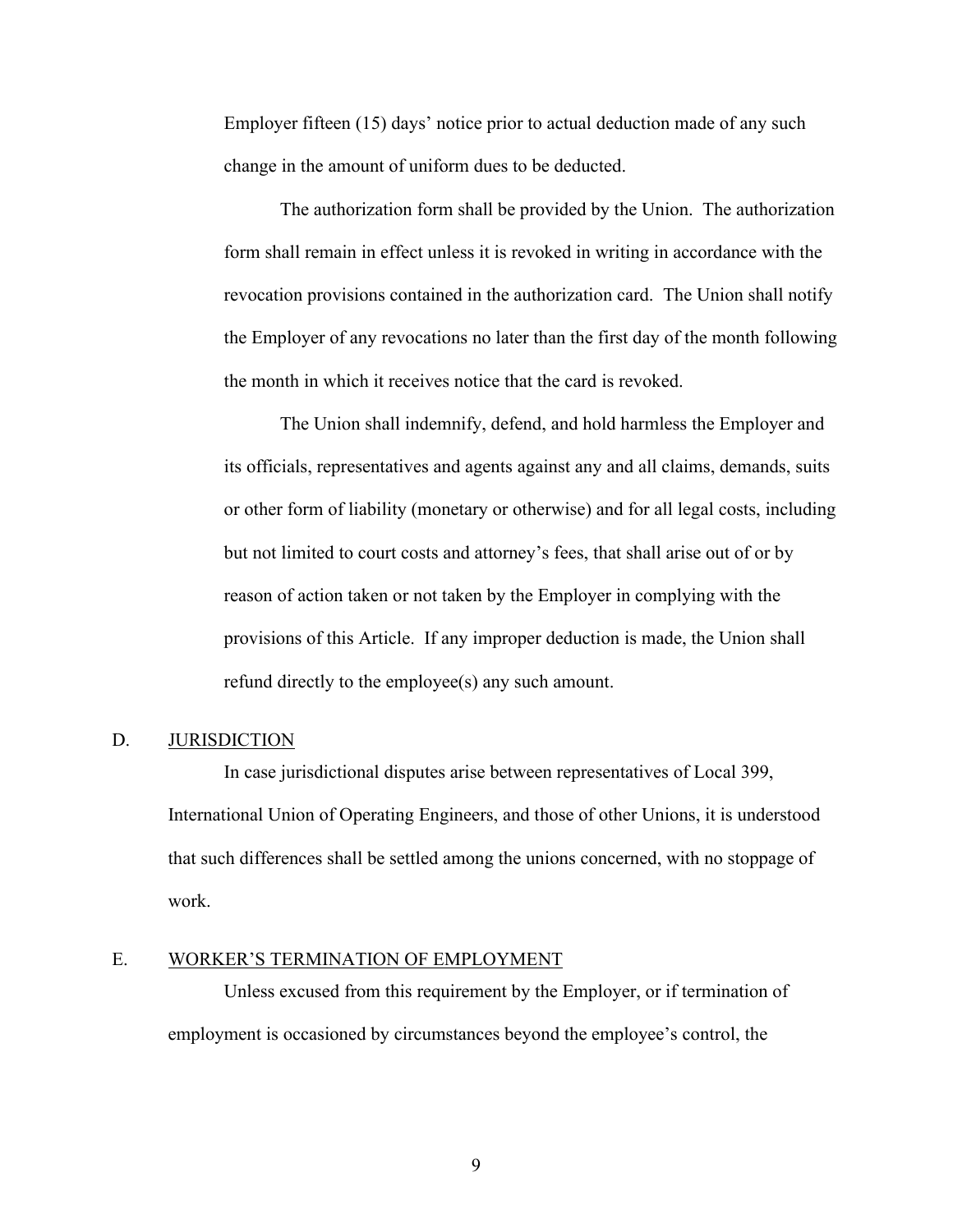Employer fifteen (15) days' notice prior to actual deduction made of any such change in the amount of uniform dues to be deducted.

The authorization form shall be provided by the Union. The authorization form shall remain in effect unless it is revoked in writing in accordance with the revocation provisions contained in the authorization card. The Union shall notify the Employer of any revocations no later than the first day of the month following the month in which it receives notice that the card is revoked.

The Union shall indemnify, defend, and hold harmless the Employer and its officials, representatives and agents against any and all claims, demands, suits or other form of liability (monetary or otherwise) and for all legal costs, including but not limited to court costs and attorney's fees, that shall arise out of or by reason of action taken or not taken by the Employer in complying with the provisions of this Article. If any improper deduction is made, the Union shall refund directly to the employee(s) any such amount.

D. JURISDICTION

In case jurisdictional disputes arise between representatives of Local 399, International Union of Operating Engineers, and those of other Unions, it is understood that such differences shall be settled among the unions concerned, with no stoppage of work.

E. WORKER'S TERMINATION OF EMPLOYMENT

Unless excused from this requirement by the Employer, or if termination of employment is occasioned by circumstances beyond the employee's control, the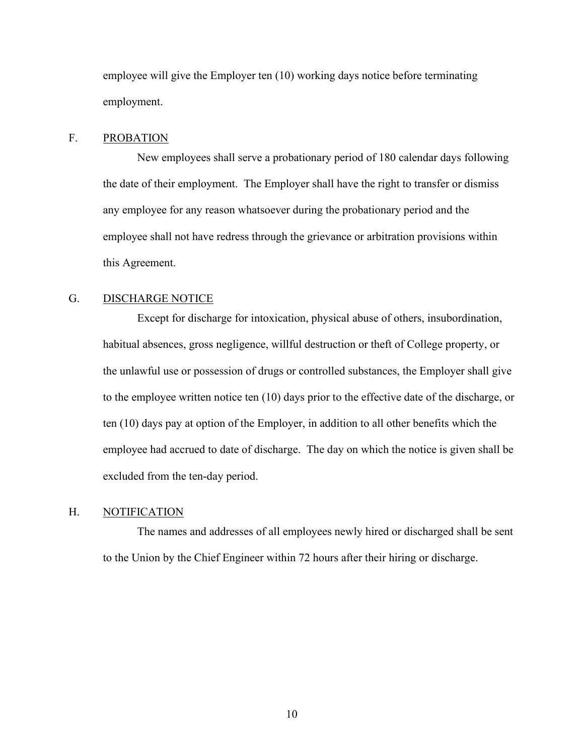employee will give the Employer ten (10) working days notice before terminating employment.

F. <u>PROBATION</u>

New employees shall serve a probationary period of 180 calendar days following the date of their employment. The Employer shall have the right to transfer or dismiss any employee for any reason whatsoever during the probationary period and the employee shall not have redress through the grievance or arbitration provisions within this Agreement.

G. <u>DISCHARGE NOTICE</u>

Except for discharge for intoxication, physical abuse of others, insubordination, habitual absences, gross negligence, willful destruction or theft of College property, or the unlawful use or possession of drugs or controlled substances, the Employer shall give to the employee written notice ten (10) days prior to the effective date of the discharge, or ten (10) days pay at option of the Employer, in addition to all other benefits which the employee had accrued to date of discharge. The day on which the notice is given shall be excluded from the ten-day period.

H. <u>NOTIFICATION</u>

The names and addresses of all employees newly hired or discharged shall be sent to the Union by the Chief Engineer within 72 hours after their hiring or discharge.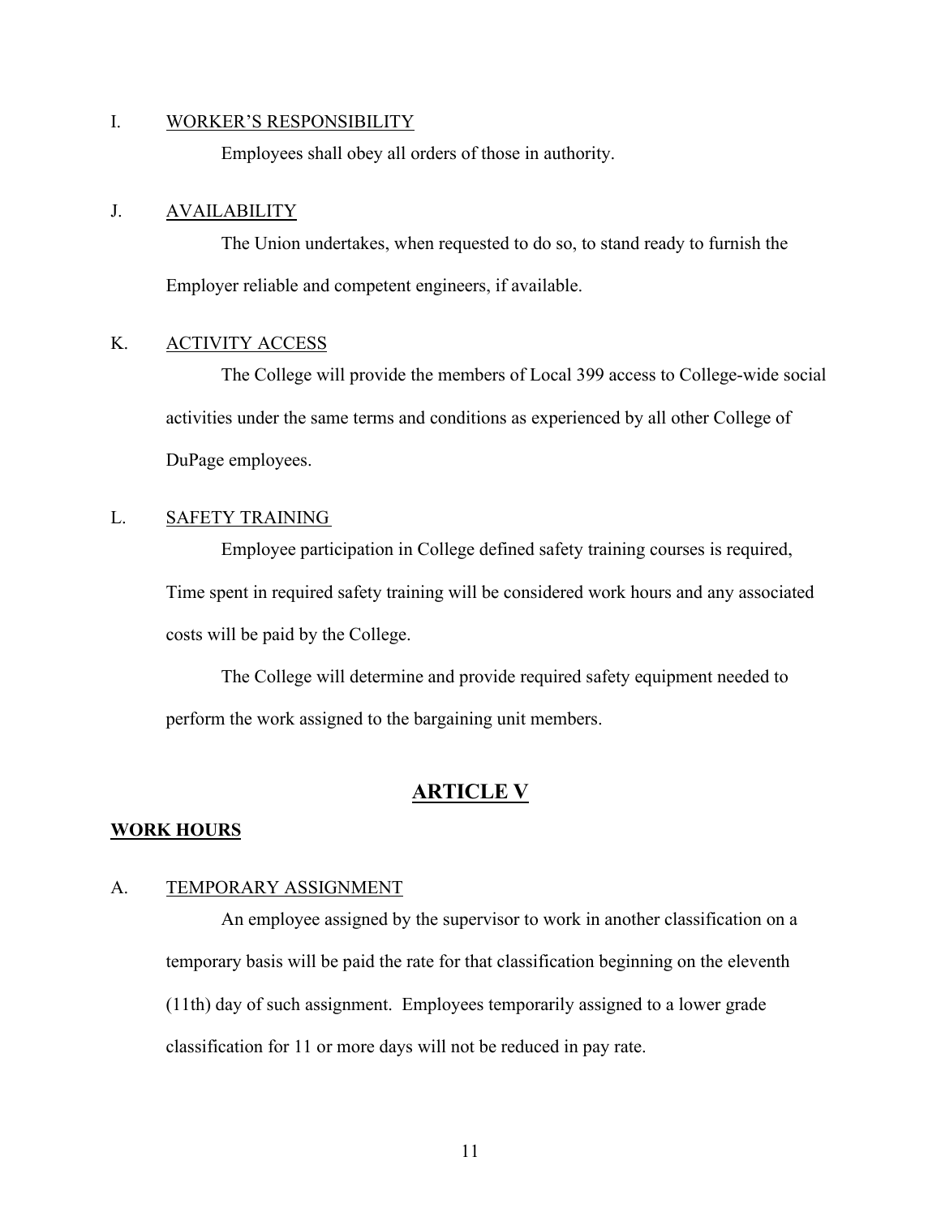I. <u>WORKER'S RESPONSIBILITY</u>

Employees shall obey all orders of those in authority.

J. <u>AVAILABILITY</u>

The Union undertakes, when requested to do so, to stand ready to furnish the Employer reliable and competent engineers, if available.

K. <u>ACTIVITY ACCESS</u>

The College will provide the members of Local 399 access to College-wide social activities under the same terms and conditions as experienced by all other College of DuPage employees.

L. <u>SAFETY TRAINING</u>

Employee participation in College defined safety training courses is required, Time spent in required safety training will be considered work hours and any associated costs will be paid by the College.

The College will determine and provide required safety equipment needed to perform the work assigned to the bargaining unit members.

## ARTICLE V

### WORK HOURS

A. <u>TEMPORARY ASSIGNMENT</u>

An employee assigned by the supervisor to work in another classification on a temporary basis will be paid the rate for that classification beginning on the eleventh (11th) day of such assignment. Employees temporarily assigned to a lower grade classification for 11 or more days will not be reduced in pay rate.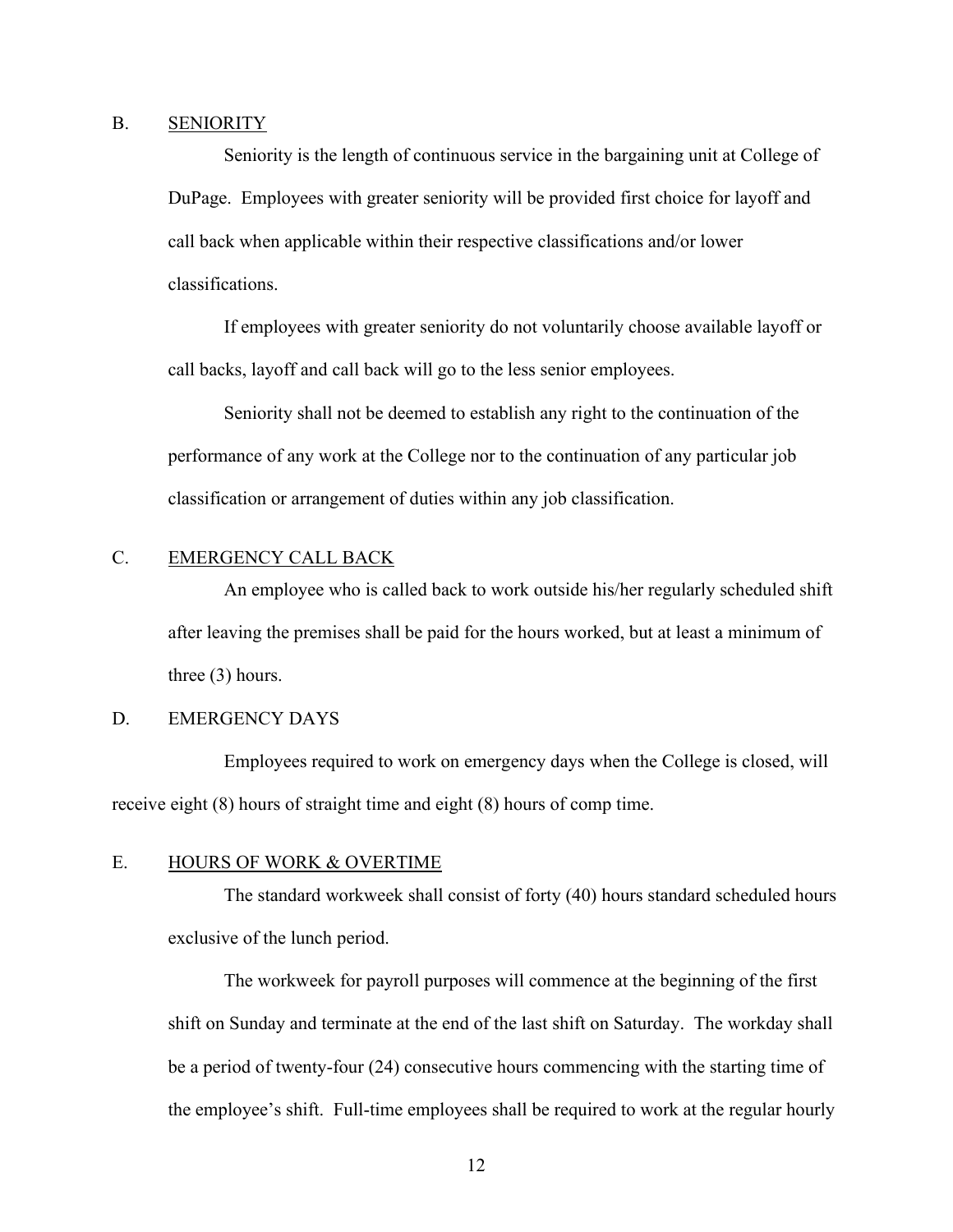## B. SENIORITY

Seniority is the length of continuous service in the bargaining unit at College of DuPage. Employees with greater seniority will be provided first choice for layoff and call back when applicable within their respective classifications and/or lower classifications.

If employees with greater seniority do not voluntarily choose available layoff or call backs, layoff and call back will go to the less senior employees.

Seniority shall not be deemed to establish any right to the continuation of the performance of any work at the College nor to the continuation of any particular job classification or arrangement of duties within any job classification.

## C. EMERGENCY CALL BACK

An employee who is called back to work outside his/her regularly scheduled shift after leaving the premises shall be paid for the hours worked, but at least a minimum of three (3) hours.

## D. EMERGENCY DAYS

Employees required to work on emergency days when the College is closed, will receive eight (8) hours of straight time and eight (8) hours of comp time.

## E. HOURS OF WORK & OVERTIME

The standard workweek shall consist of forty (40) hours standard scheduled hours exclusive of the lunch period.

The workweek for payroll purposes will commence at the beginning of the first shift on Sunday and terminate at the end of the last shift on Saturday. The workday shall be a period of twenty-four (24) consecutive hours commencing with the starting time of the employee's shift. Full-time employees shall be required to work at the regular hourly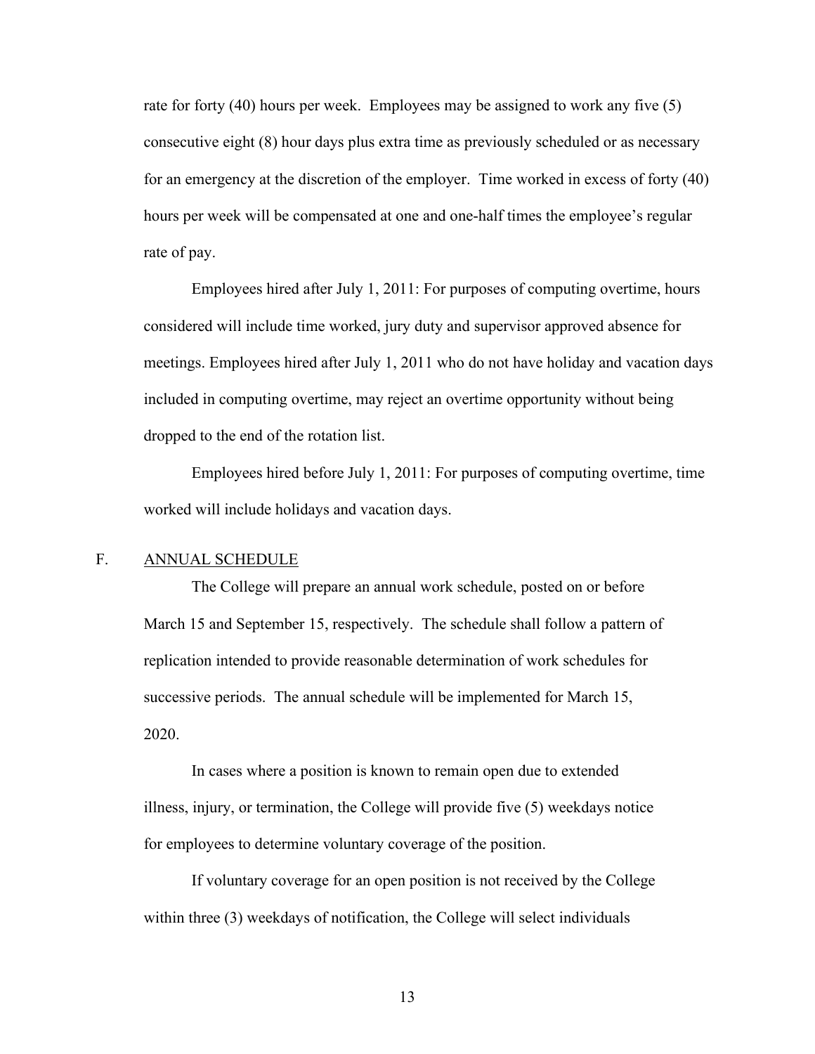rate for forty (40) hours per week. Employees may be assigned to work any five (5) consecutive eight (8) hour days plus extra time as previously scheduled or as necessary for an emergency at the discretion of the employer. Time worked in excess of forty (40) hours per week will be compensated at one and one-half times the employee's regular rate of pay.

Employees hired after July 1, 2011: For purposes of computing overtime, hours considered will include time worked, jury duty and supervisor approved absence for meetings. Employees hired after July 1, 2011 who do not have holiday and vacation days included in computing overtime, may reject an overtime opportunity without being dropped to the end of the rotation list.

Employees hired before July 1, 2011: For purposes of computing overtime, time worked will include holidays and vacation days.

F. <u>ANNUAL SCHEDULE</u>

The College will prepare an annual work schedule, posted on or before March 15 and September 15, respectively. The schedule shall follow a pattern of replication intended to provide reasonable determination of work schedules for successive periods. The annual schedule will be implemented for March 15, 2020.

In cases where a position is known to remain open due to extended illness, injury, or termination, the College will provide five (5) weekdays notice for employees to determine voluntary coverage of the position.

If voluntary coverage for an open position is not received by the College within three (3) weekdays of notification, the College will select individuals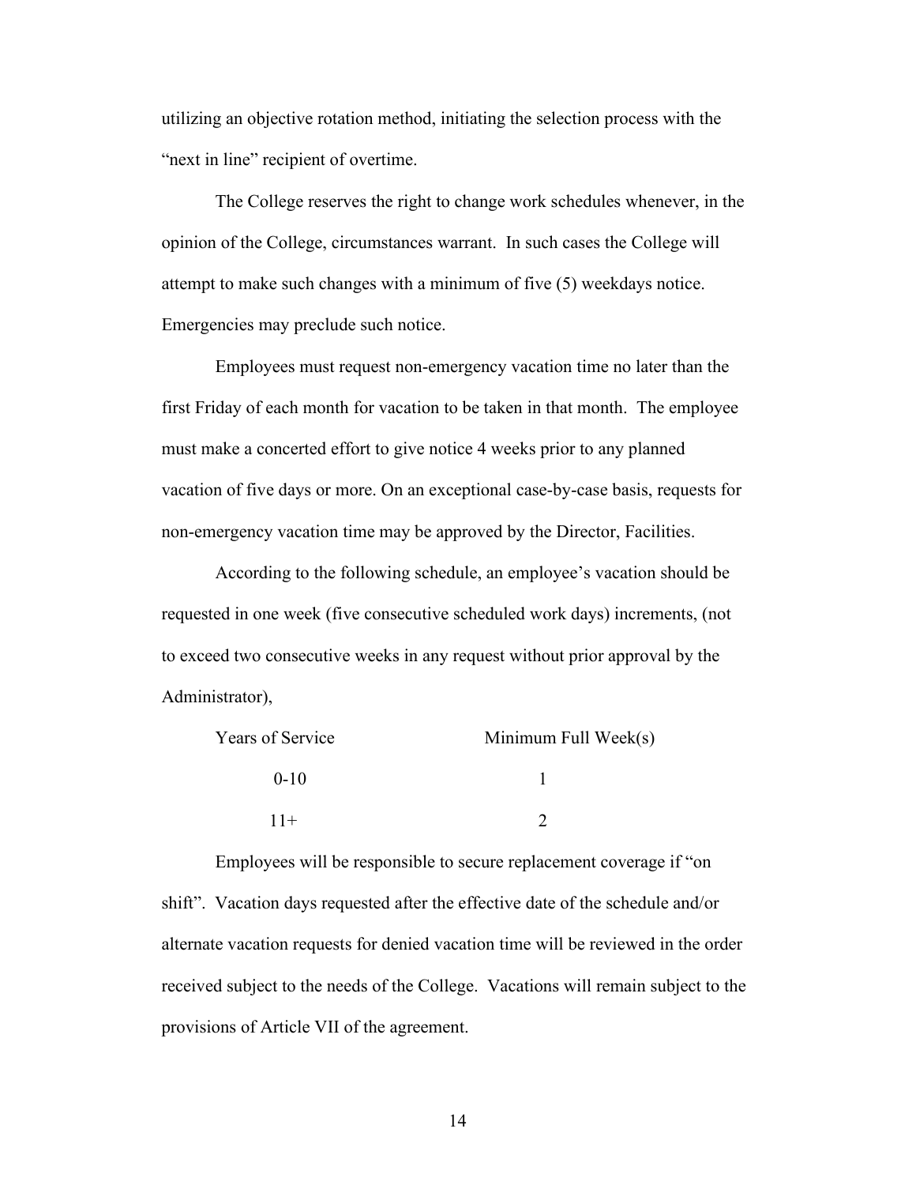utilizing an objective rotation method, initiating the selection process with the "next in line" recipient of overtime.

The College reserves the right to change work schedules whenever, in the opinion of the College, circumstances warrant. In such cases the College will attempt to make such changes with a minimum of five (5) weekdays notice. Emergencies may preclude such notice.

Employees must request non-emergency vacation time no later than the first Friday of each month for vacation to be taken in that month. The employee must make a concerted effort to give notice 4 weeks prior to any planned vacation of five days or more. On an exceptional case-by-case basis, requests for non-emergency vacation time may be approved by the Director, Facilities.

According to the following schedule, an employee's vacation should be requested in one week (five consecutive scheduled work days) increments, (not to exceed two consecutive weeks in any request without prior approval by the Administrator),

| Years of Service | Minimum Full Week(s) |
| --- | --- |
| 0-10 | 1 |
| 11+ | 2 |

Employees will be responsible to secure replacement coverage if "on shift". Vacation days requested after the effective date of the schedule and/or alternate vacation requests for denied vacation time will be reviewed in the order received subject to the needs of the College. Vacations will remain subject to the provisions of Article VII of the agreement.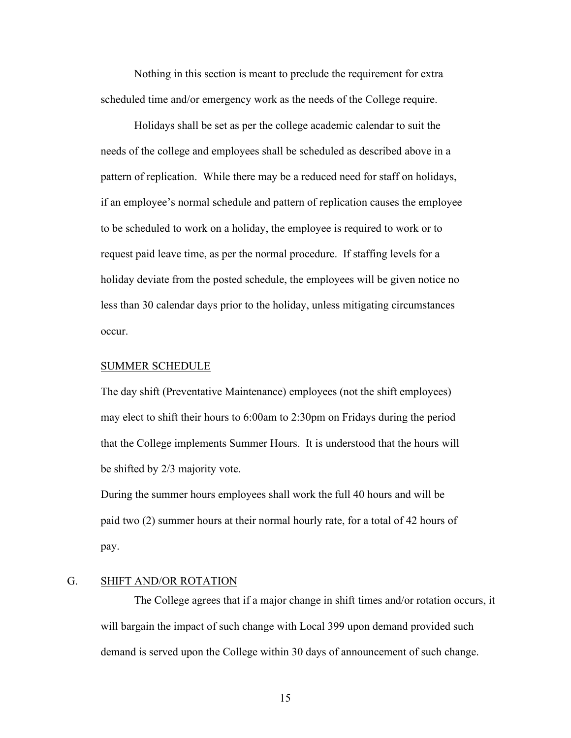Nothing in this section is meant to preclude the requirement for extra scheduled time and/or emergency work as the needs of the College require.

Holidays shall be set as per the college academic calendar to suit the needs of the college and employees shall be scheduled as described above in a pattern of replication. While there may be a reduced need for staff on holidays, if an employee's normal schedule and pattern of replication causes the employee to be scheduled to work on a holiday, the employee is required to work or to request paid leave time, as per the normal procedure. If staffing levels for a holiday deviate from the posted schedule, the employees will be given notice no less than 30 calendar days prior to the holiday, unless mitigating circumstances occur.

<u>SUMMER SCHEDULE</u>

The day shift (Preventative Maintenance) employees (not the shift employees) may elect to shift their hours to 6:00am to 2:30pm on Fridays during the period that the College implements Summer Hours. It is understood that the hours will be shifted by 2/3 majority vote.

During the summer hours employees shall work the full 40 hours and will be paid two (2) summer hours at their normal hourly rate, for a total of 42 hours of pay.

G. <u>SHIFT AND/OR ROTATION</u>

The College agrees that if a major change in shift times and/or rotation occurs, it will bargain the impact of such change with Local 399 upon demand provided such demand is served upon the College within 30 days of announcement of such change.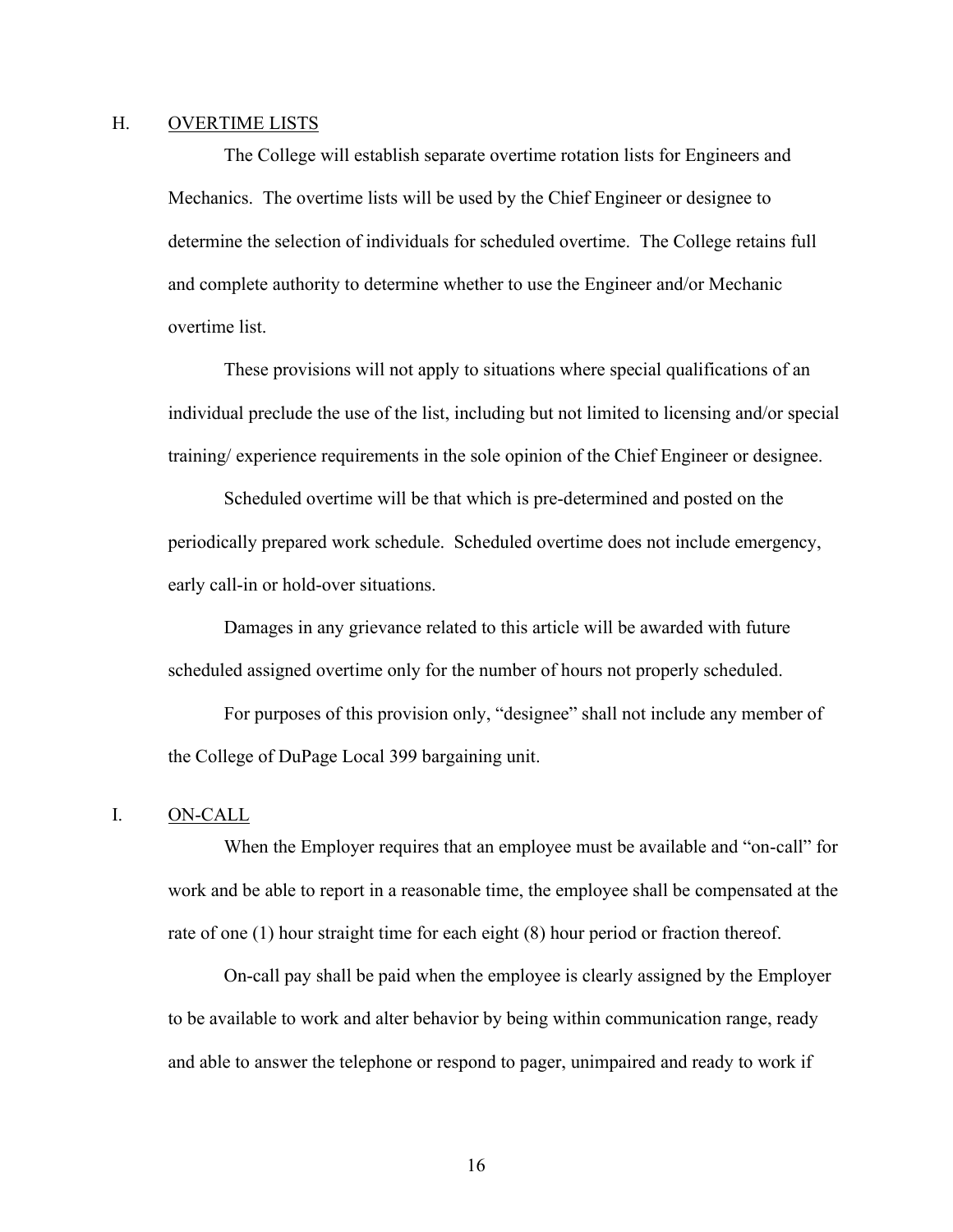## H. OVERTIME LISTS

The College will establish separate overtime rotation lists for Engineers and Mechanics. The overtime lists will be used by the Chief Engineer or designee to determine the selection of individuals for scheduled overtime. The College retains full and complete authority to determine whether to use the Engineer and/or Mechanic overtime list.

These provisions will not apply to situations where special qualifications of an individual preclude the use of the list, including but not limited to licensing and/or special training/ experience requirements in the sole opinion of the Chief Engineer or designee.

Scheduled overtime will be that which is pre-determined and posted on the periodically prepared work schedule. Scheduled overtime does not include emergency, early call-in or hold-over situations.

Damages in any grievance related to this article will be awarded with future scheduled assigned overtime only for the number of hours not properly scheduled.

For purposes of this provision only, "designee" shall not include any member of the College of DuPage Local 399 bargaining unit.

## I. ON-CALL

When the Employer requires that an employee must be available and "on-call" for work and be able to report in a reasonable time, the employee shall be compensated at the rate of one (1) hour straight time for each eight (8) hour period or fraction thereof.

On-call pay shall be paid when the employee is clearly assigned by the Employer to be available to work and alter behavior by being within communication range, ready and able to answer the telephone or respond to pager, unimpaired and ready to work if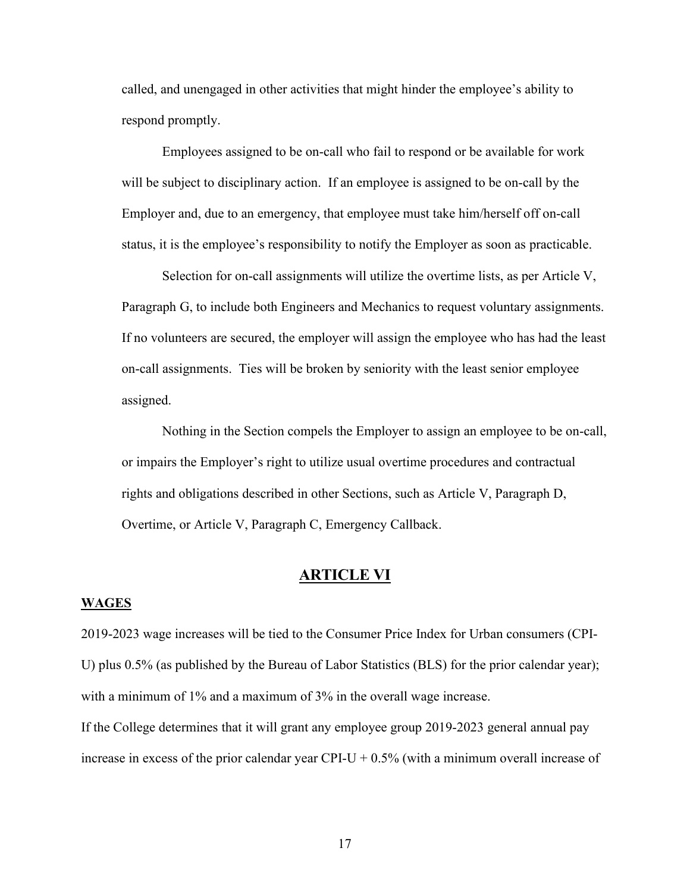called, and unengaged in other activities that might hinder the employee's ability to respond promptly.

Employees assigned to be on-call who fail to respond or be available for work will be subject to disciplinary action. If an employee is assigned to be on-call by the Employer and, due to an emergency, that employee must take him/herself off on-call status, it is the employee's responsibility to notify the Employer as soon as practicable.

Selection for on-call assignments will utilize the overtime lists, as per Article V, Paragraph G, to include both Engineers and Mechanics to request voluntary assignments. If no volunteers are secured, the employer will assign the employee who has had the least on-call assignments. Ties will be broken by seniority with the least senior employee assigned.

Nothing in the Section compels the Employer to assign an employee to be on-call, or impairs the Employer's right to utilize usual overtime procedures and contractual rights and obligations described in other Sections, such as Article V, Paragraph D, Overtime, or Article V, Paragraph C, Emergency Callback.

# ARTICLE VI

## WAGES

2019-2023 wage increases will be tied to the Consumer Price Index for Urban consumers (CPI-U) plus 0.5% (as published by the Bureau of Labor Statistics (BLS) for the prior calendar year); with a minimum of 1% and a maximum of 3% in the overall wage increase.

If the College determines that it will grant any employee group 2019-2023 general annual pay increase in excess of the prior calendar year CPI-U + 0.5% (with a minimum overall increase of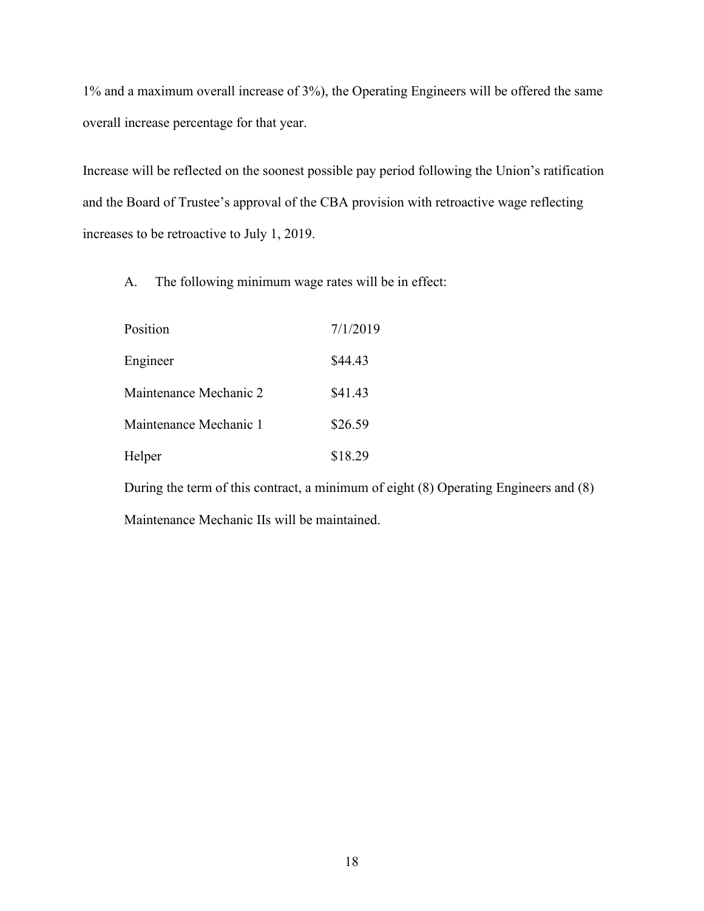1% and a maximum overall increase of 3%), the Operating Engineers will be offered the same overall increase percentage for that year.

Increase will be reflected on the soonest possible pay period following the Union's ratification and the Board of Trustee's approval of the CBA provision with retroactive wage reflecting increases to be retroactive to July 1, 2019.

A. The following minimum wage rates will be in effect:

| Position | 7/1/2019 |
|---|---|
| Engineer | $44.43 |
| Maintenance Mechanic 2 | $41.43 |
| Maintenance Mechanic 1 | $26.59 |
| Helper | $18.29 |

During the term of this contract, a minimum of eight (8) Operating Engineers and (8) Maintenance Mechanic IIs will be maintained.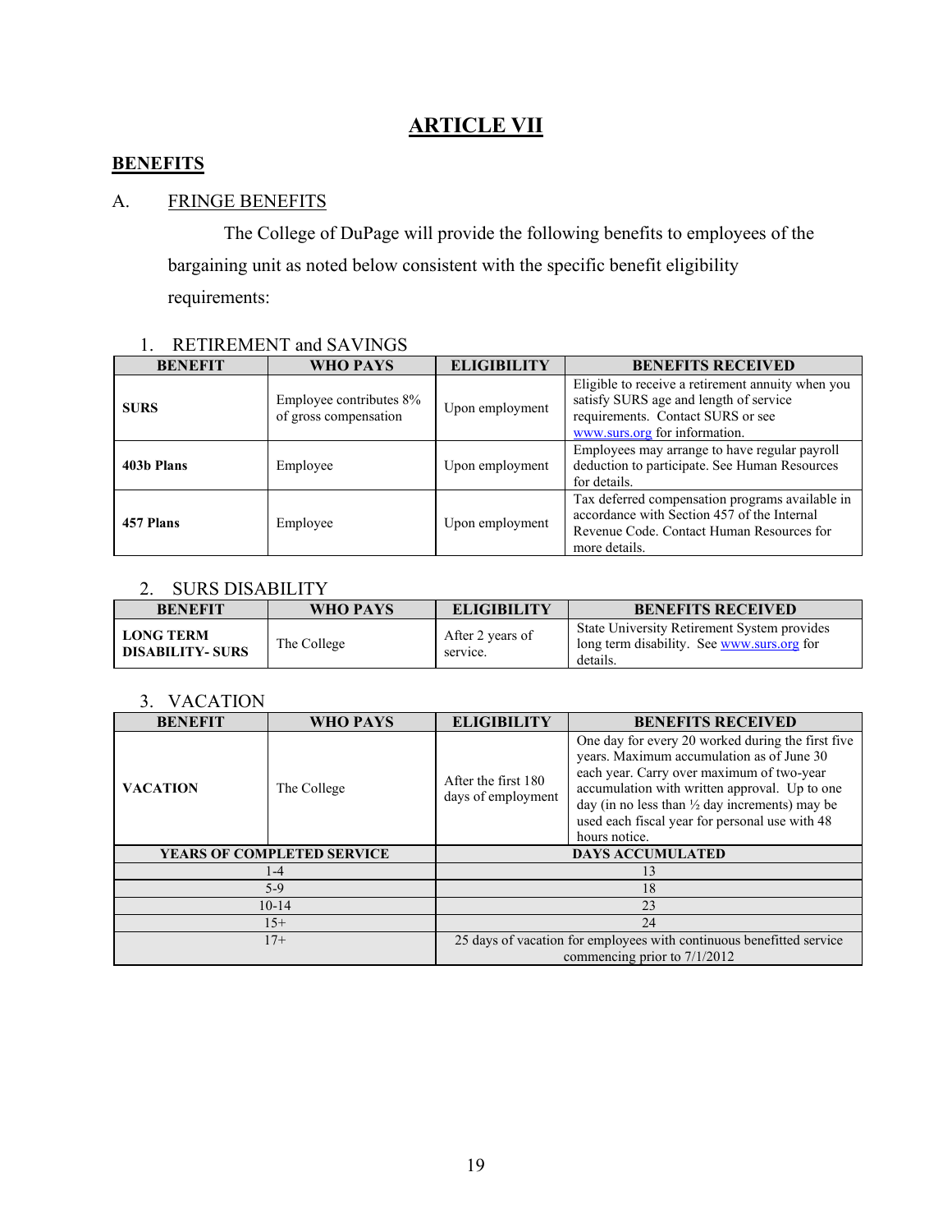# ARTICLE VII

## BENEFITS

A. FRINGE BENEFITS

The College of DuPage will provide the following benefits to employees of the bargaining unit as noted below consistent with the specific benefit eligibility requirements:

1. RETIREMENT and SAVINGS

| BENEFIT | WHO PAYS | ELIGIBILITY | BENEFITS RECEIVED |
|---|---|---|---|
| **SURS** | Employee contributes 8% of gross compensation | Upon employment | Eligible to receive a retirement annuity when you satisfy SURS age and length of service requirements. Contact SURS or see www.surs.org for information. |
| **403b Plans** | Employee | Upon employment | Employees may arrange to have regular payroll deduction to participate. See Human Resources for details. |
| **457 Plans** | Employee | Upon employment | Tax deferred compensation programs available in accordance with Section 457 of the Internal Revenue Code. Contact Human Resources for more details. |

2. SURS DISABILITY

| BENEFIT | WHO PAYS | ELIGIBILITY | BENEFITS RECEIVED |
|---|---|---|---|
| **LONG TERM DISABILITY- SURS** | The College | After 2 years of service. | State University Retirement System provides long term disability. See www.surs.org for details. |

3. VACATION

| BENEFIT | WHO PAYS | ELIGIBILITY | BENEFITS RECEIVED |
|---|---|---|---|
| **VACATION** | The College | After the first 180 days of employment | One day for every 20 worked during the first five years. Maximum accumulation as of June 30 each year. Carry over maximum of two-year accumulation with written approval. Up to one day (in no less than ½ day increments) may be used each fiscal year for personal use with 48 hours notice. |
| **YEARS OF COMPLETED SERVICE** | | **DAYS ACCUMULATED** | |
| 1-4 | | 13 | |
| 5-9 | | 18 | |
| 10-14 | | 23 | |
| 15+ | | 24 | |
| 17+ | | 25 days of vacation for employees with continuous benefitted service commencing prior to 7/1/2012 | |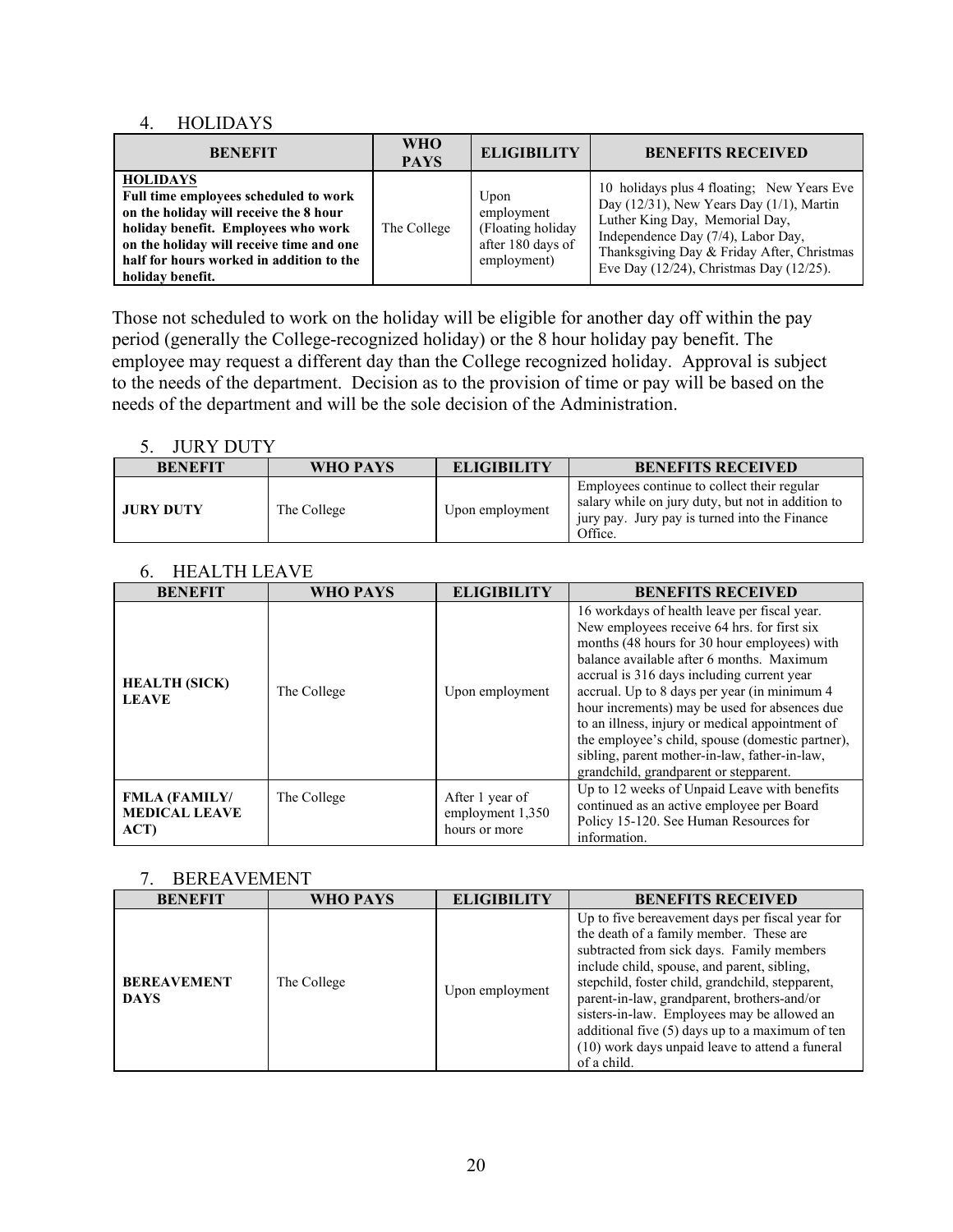## 4. HOLIDAYS

| BENEFIT | WHO PAYS | ELIGIBILITY | BENEFITS RECEIVED |
|---|---|---|---|
| **HOLIDAYS** **Full time employees scheduled to work on the holiday will receive the 8 hour holiday benefit. Employees who work on the holiday will receive time and one half for hours worked in addition to the holiday benefit.** | The College | Upon employment (Floating holiday after 180 days of employment) | 10 holidays plus 4 floating; New Years Eve Day (12/31), New Years Day (1/1), Martin Luther King Day, Memorial Day, Independence Day (7/4), Labor Day, Thanksgiving Day & Friday After, Christmas Eve Day (12/24), Christmas Day (12/25). |

Those not scheduled to work on the holiday will be eligible for another day off within the pay period (generally the College-recognized holiday) or the 8 hour holiday pay benefit. The employee may request a different day than the College recognized holiday. Approval is subject to the needs of the department. Decision as to the provision of time or pay will be based on the needs of the department and will be the sole decision of the Administration.

## 5. JURY DUTY

| BENEFIT | WHO PAYS | ELIGIBILITY | BENEFITS RECEIVED |
|---|---|---|---|
| **JURY DUTY** | The College | Upon employment | Employees continue to collect their regular salary while on jury duty, but not in addition to jury pay. Jury pay is turned into the Finance Office. |

## 6. HEALTH LEAVE

| BENEFIT | WHO PAYS | ELIGIBILITY | BENEFITS RECEIVED |
|---|---|---|---|
| **HEALTH (SICK) LEAVE** | The College | Upon employment | 16 workdays of health leave per fiscal year. New employees receive 64 hrs. for first six months (48 hours for 30 hour employees) with balance available after 6 months. Maximum accrual is 316 days including current year accrual. Up to 8 days per year (in minimum 4 hour increments) may be used for absences due to an illness, injury or medical appointment of the employee's child, spouse (domestic partner), sibling, parent mother-in-law, father-in-law, grandchild, grandparent or stepparent. |
| **FMLA (FAMILY/ MEDICAL LEAVE ACT)** | The College | After 1 year of employment 1,350 hours or more | Up to 12 weeks of Unpaid Leave with benefits continued as an active employee per Board Policy 15-120. See Human Resources for information. |

## 7. BEREAVEMENT

| BENEFIT | WHO PAYS | ELIGIBILITY | BENEFITS RECEIVED |
|---|---|---|---|
| **BEREAVEMENT DAYS** | The College | Upon employment | Up to five bereavement days per fiscal year for the death of a family member. These are subtracted from sick days. Family members include child, spouse, and parent, sibling, stepchild, foster child, grandchild, stepparent, parent-in-law, grandparent, brothers-and/or sisters-in-law. Employees may be allowed an additional five (5) days up to a maximum of ten (10) work days unpaid leave to attend a funeral of a child. |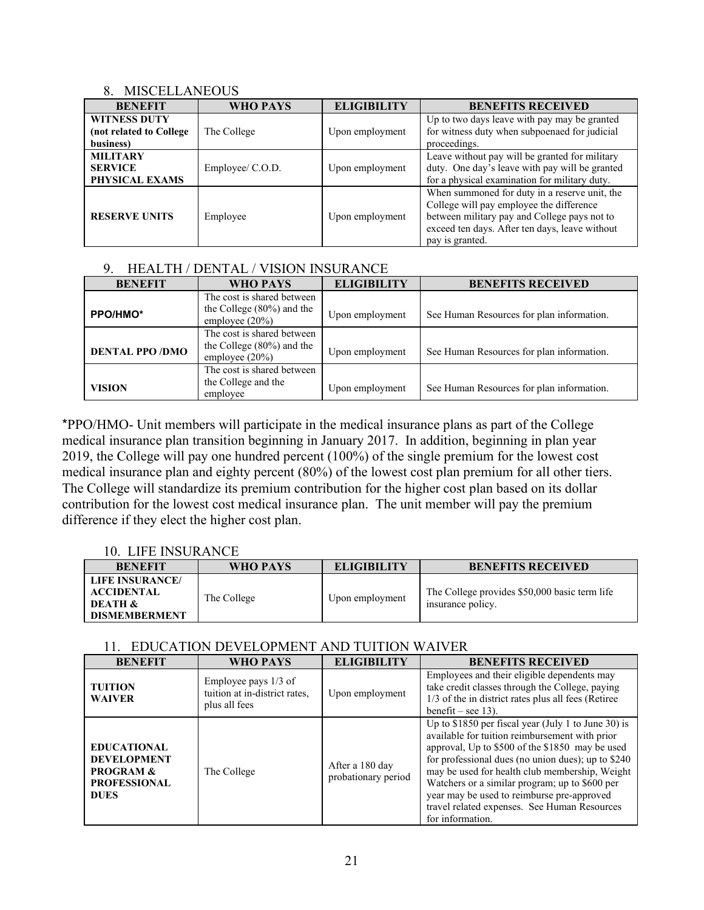## 8. MISCELLANEOUS

| BENEFIT | WHO PAYS | ELIGIBILITY | BENEFITS RECEIVED |
|---|---|---|---|
| **WITNESS DUTY (not related to College business)** | The College | Upon employment | Up to two days leave with pay may be granted for witness duty when subpoenaed for judicial proceedings. |
| **MILITARY SERVICE PHYSICAL EXAMS** | Employee/ C.O.D. | Upon employment | Leave without pay will be granted for military duty. One day's leave with pay will be granted for a physical examination for military duty. |
| **RESERVE UNITS** | Employee | Upon employment | When summoned for duty in a reserve unit, the College will pay employee the difference between military pay and College pays not to exceed ten days. After ten days, leave without pay is granted. |

## 9. HEALTH / DENTAL / VISION INSURANCE

| BENEFIT | WHO PAYS | ELIGIBILITY | BENEFITS RECEIVED |
|---|---|---|---|
| **PPO/HMO*** | The cost is shared between the College (80%) and the employee (20%) | Upon employment | See Human Resources for plan information. |
| **DENTAL PPO /DMO** | The cost is shared between the College (80%) and the employee (20%) | Upon employment | See Human Resources for plan information. |
| **VISION** | The cost is shared between the College and the employee | Upon employment | See Human Resources for plan information. |

*PPO/HMO- Unit members will participate in the medical insurance plans as part of the College medical insurance plan transition beginning in January 2017. In addition, beginning in plan year 2019, the College will pay one hundred percent (100%) of the single premium for the lowest cost medical insurance plan and eighty percent (80%) of the lowest cost plan premium for all other tiers. The College will standardize its premium contribution for the higher cost plan based on its dollar contribution for the lowest cost medical insurance plan. The unit member will pay the premium difference if they elect the higher cost plan.

## 10. LIFE INSURANCE

| BENEFIT | WHO PAYS | ELIGIBILITY | BENEFITS RECEIVED |
|---|---|---|---|
| **LIFE INSURANCE/ ACCIDENTAL DEATH & DISMEMBERMENT** | The College | Upon employment | The College provides $50,000 basic term life insurance policy. |

## 11. EDUCATION DEVELOPMENT AND TUITION WAIVER

| BENEFIT | WHO PAYS | ELIGIBILITY | BENEFITS RECEIVED |
|---|---|---|---|
| **TUITION WAIVER** | Employee pays 1/3 of tuition at in-district rates, plus all fees | Upon employment | Employees and their eligible dependents may take credit classes through the College, paying 1/3 of the in district rates plus all fees (Retiree benefit – see 13). |
| **EDUCATIONAL DEVELOPMENT PROGRAM & PROFESSIONAL DUES** | The College | After a 180 day probationary period | Up to $1850 per fiscal year (July 1 to June 30) is available for tuition reimbursement with prior approval, Up to $500 of the $1850 may be used for professional dues (no union dues); up to $240 may be used for health club membership, Weight Watchers or a similar program; up to $600 per year may be used to reimburse pre-approved travel related expenses. See Human Resources for information. |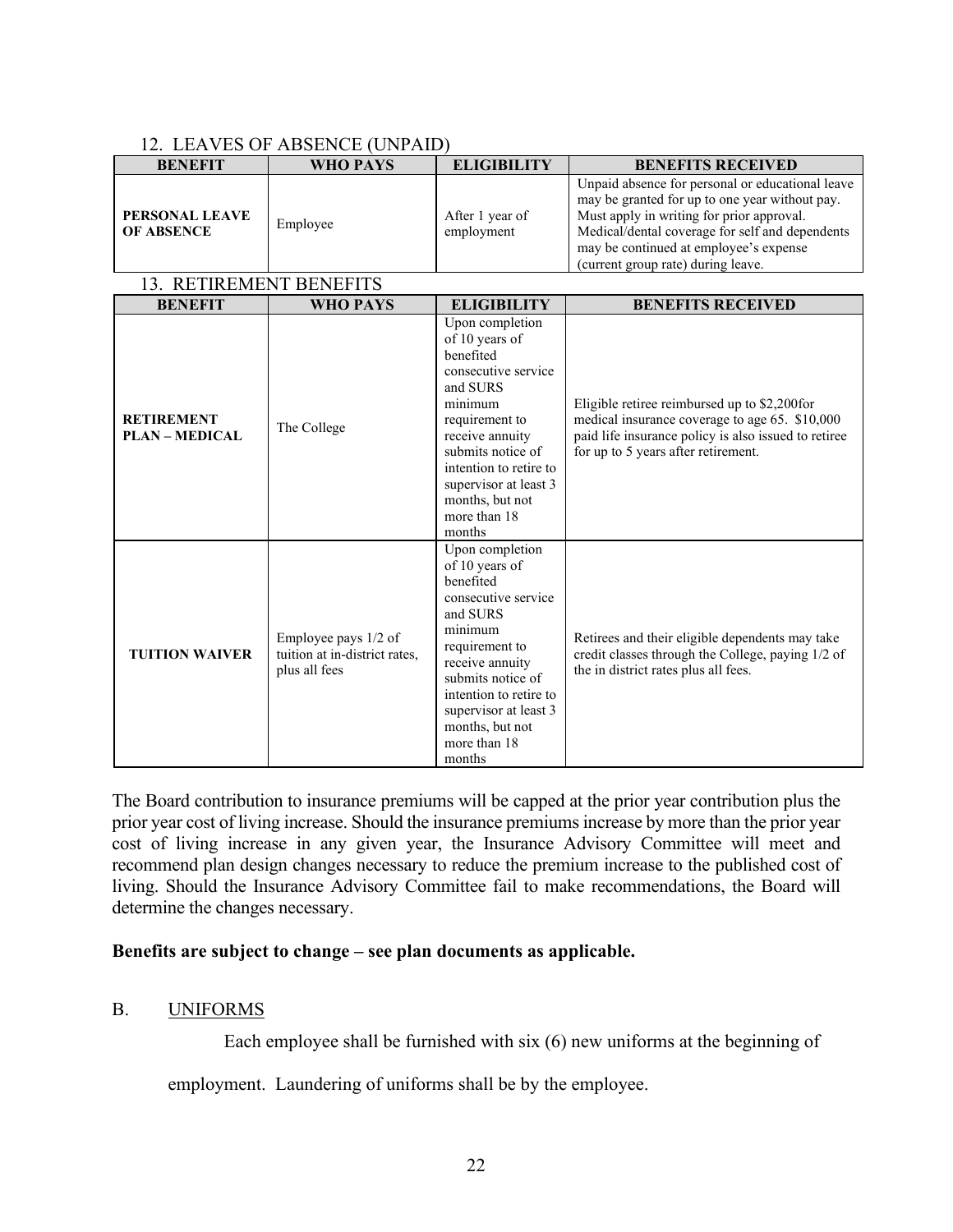12. LEAVES OF ABSENCE (UNPAID)

| BENEFIT | WHO PAYS | ELIGIBILITY | BENEFITS RECEIVED |
|---|---|---|---|
| **PERSONAL LEAVE OF ABSENCE** | Employee | After 1 year of employment | Unpaid absence for personal or educational leave may be granted for up to one year without pay. Must apply in writing for prior approval. Medical/dental coverage for self and dependents may be continued at employee's expense (current group rate) during leave. |

13. RETIREMENT BENEFITS

| BENEFIT | WHO PAYS | ELIGIBILITY | BENEFITS RECEIVED |
|---|---|---|---|
| **RETIREMENT PLAN – MEDICAL** | The College | Upon completion of 10 years of benefited consecutive service and SURS minimum requirement to receive annuity submits notice of intention to retire to supervisor at least 3 months, but not more than 18 months | Eligible retiree reimbursed up to $2,200for medical insurance coverage to age 65. $10,000 paid life insurance policy is also issued to retiree for up to 5 years after retirement. |
| **TUITION WAIVER** | Employee pays 1/2 of tuition at in-district rates, plus all fees | Upon completion of 10 years of benefited consecutive service and SURS minimum requirement to receive annuity submits notice of intention to retire to supervisor at least 3 months, but not more than 18 months | Retirees and their eligible dependents may take credit classes through the College, paying 1/2 of the in district rates plus all fees. |

The Board contribution to insurance premiums will be capped at the prior year contribution plus the prior year cost of living increase. Should the insurance premiums increase by more than the prior year cost of living increase in any given year, the Insurance Advisory Committee will meet and recommend plan design changes necessary to reduce the premium increase to the published cost of living. Should the Insurance Advisory Committee fail to make recommendations, the Board will determine the changes necessary.

**Benefits are subject to change – see plan documents as applicable.**

B. UNIFORMS

Each employee shall be furnished with six (6) new uniforms at the beginning of employment. Laundering of uniforms shall be by the employee.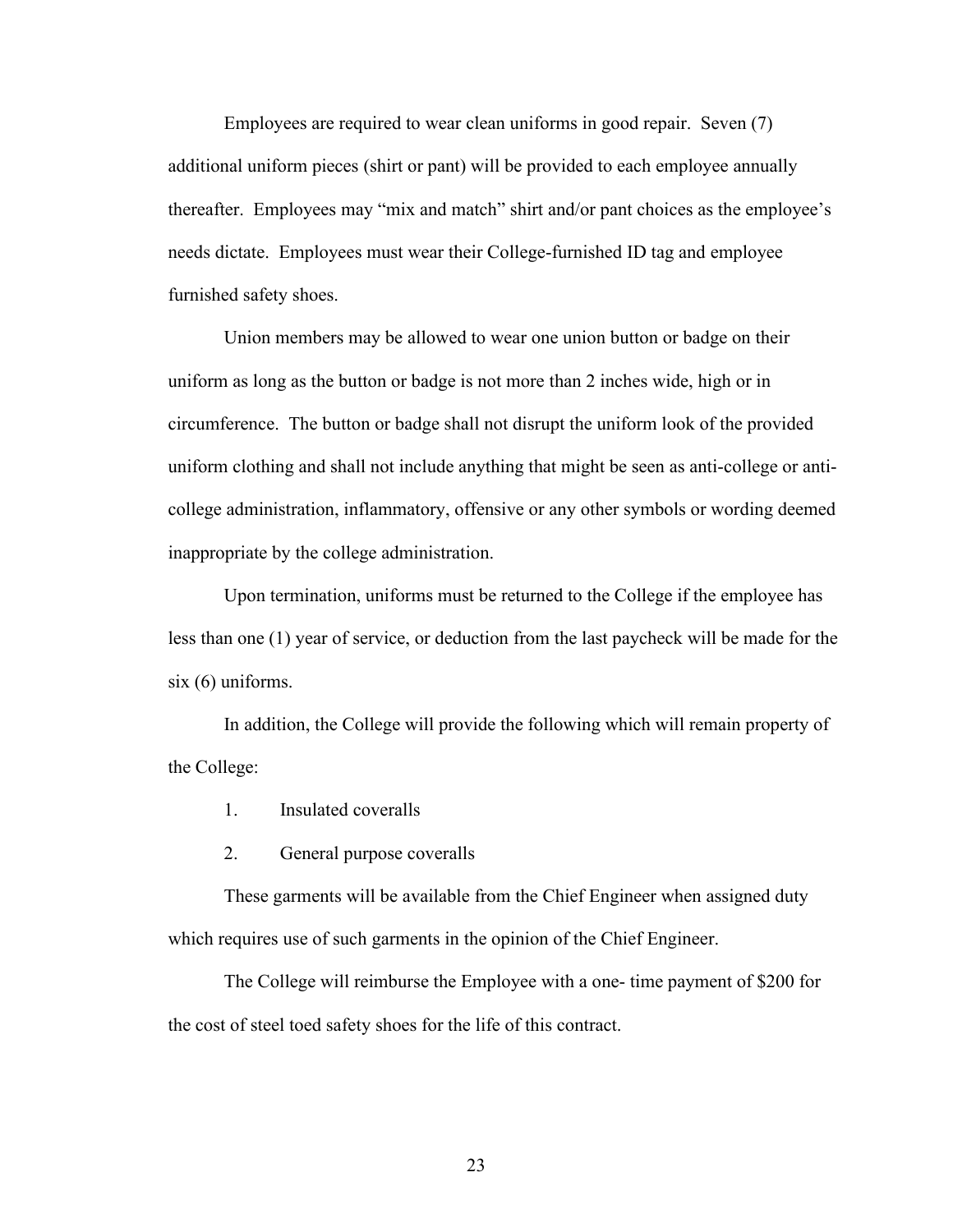Employees are required to wear clean uniforms in good repair. Seven (7) additional uniform pieces (shirt or pant) will be provided to each employee annually thereafter. Employees may "mix and match" shirt and/or pant choices as the employee's needs dictate. Employees must wear their College-furnished ID tag and employee furnished safety shoes.

Union members may be allowed to wear one union button or badge on their uniform as long as the button or badge is not more than 2 inches wide, high or in circumference. The button or badge shall not disrupt the uniform look of the provided uniform clothing and shall not include anything that might be seen as anti-college or anti-college administration, inflammatory, offensive or any other symbols or wording deemed inappropriate by the college administration.

Upon termination, uniforms must be returned to the College if the employee has less than one (1) year of service, or deduction from the last paycheck will be made for the six (6) uniforms.

In addition, the College will provide the following which will remain property of the College:

1. Insulated coveralls
2. General purpose coveralls

These garments will be available from the Chief Engineer when assigned duty which requires use of such garments in the opinion of the Chief Engineer.

The College will reimburse the Employee with a one- time payment of $200 for the cost of steel toed safety shoes for the life of this contract.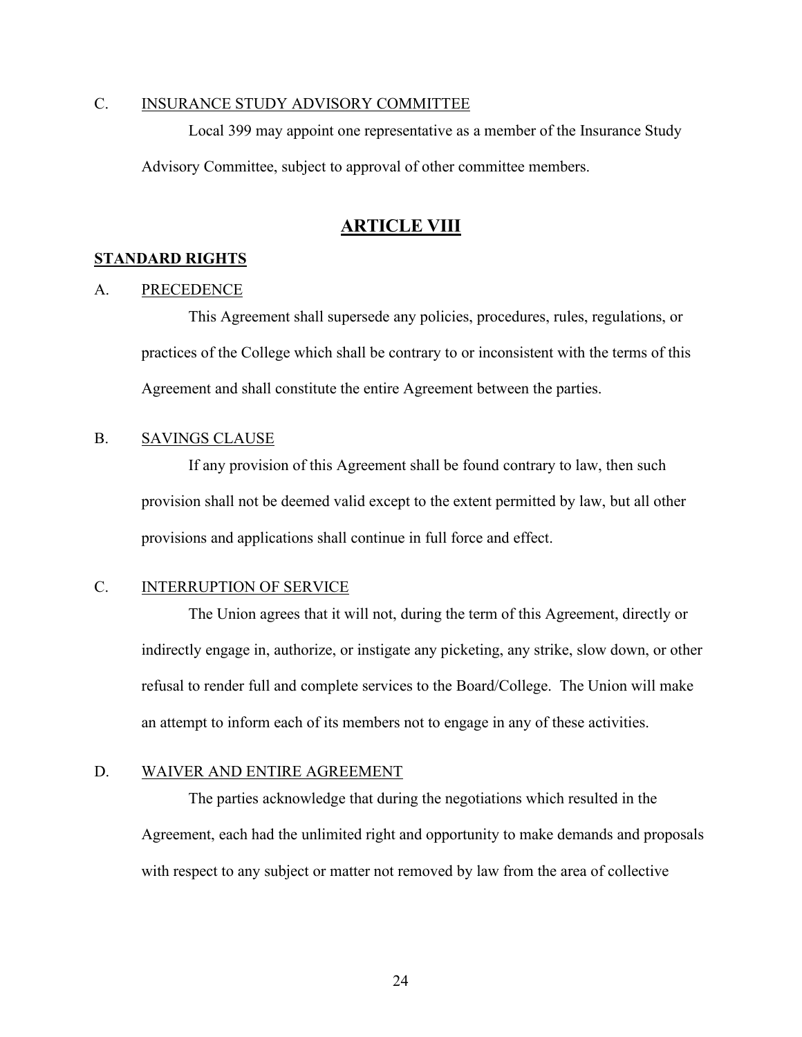C. INSURANCE STUDY ADVISORY COMMITTEE

Local 399 may appoint one representative as a member of the Insurance Study Advisory Committee, subject to approval of other committee members.

# ARTICLE VIII

## STANDARD RIGHTS

A. PRECEDENCE

This Agreement shall supersede any policies, procedures, rules, regulations, or practices of the College which shall be contrary to or inconsistent with the terms of this Agreement and shall constitute the entire Agreement between the parties.

B. SAVINGS CLAUSE

If any provision of this Agreement shall be found contrary to law, then such provision shall not be deemed valid except to the extent permitted by law, but all other provisions and applications shall continue in full force and effect.

C. INTERRUPTION OF SERVICE

The Union agrees that it will not, during the term of this Agreement, directly or indirectly engage in, authorize, or instigate any picketing, any strike, slow down, or other refusal to render full and complete services to the Board/College. The Union will make an attempt to inform each of its members not to engage in any of these activities.

D. WAIVER AND ENTIRE AGREEMENT

The parties acknowledge that during the negotiations which resulted in the Agreement, each had the unlimited right and opportunity to make demands and proposals with respect to any subject or matter not removed by law from the area of collective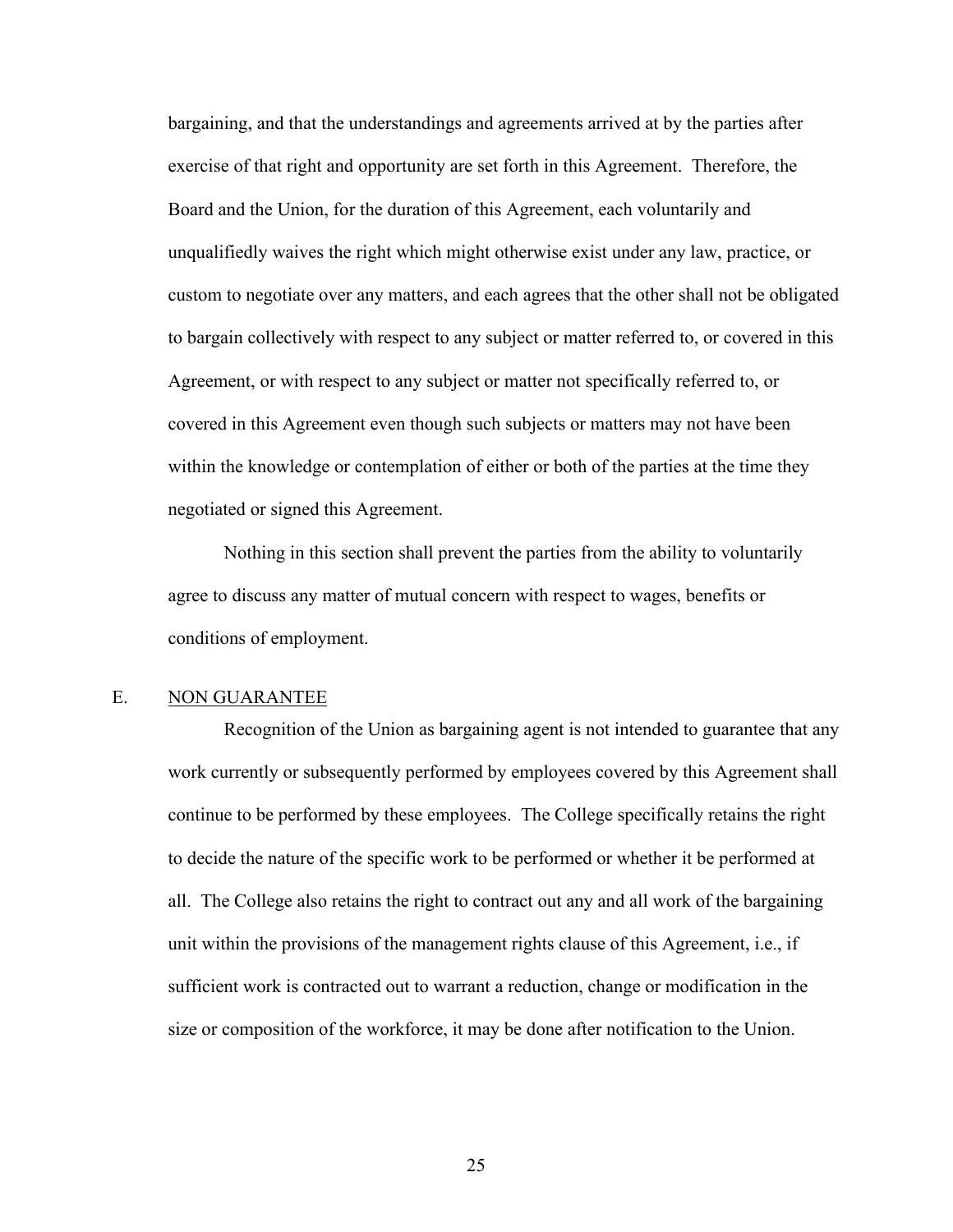bargaining, and that the understandings and agreements arrived at by the parties after exercise of that right and opportunity are set forth in this Agreement. Therefore, the Board and the Union, for the duration of this Agreement, each voluntarily and unqualifiedly waives the right which might otherwise exist under any law, practice, or custom to negotiate over any matters, and each agrees that the other shall not be obligated to bargain collectively with respect to any subject or matter referred to, or covered in this Agreement, or with respect to any subject or matter not specifically referred to, or covered in this Agreement even though such subjects or matters may not have been within the knowledge or contemplation of either or both of the parties at the time they negotiated or signed this Agreement.

Nothing in this section shall prevent the parties from the ability to voluntarily agree to discuss any matter of mutual concern with respect to wages, benefits or conditions of employment.

E. NON GUARANTEE

Recognition of the Union as bargaining agent is not intended to guarantee that any work currently or subsequently performed by employees covered by this Agreement shall continue to be performed by these employees. The College specifically retains the right to decide the nature of the specific work to be performed or whether it be performed at all. The College also retains the right to contract out any and all work of the bargaining unit within the provisions of the management rights clause of this Agreement, i.e., if sufficient work is contracted out to warrant a reduction, change or modification in the size or composition of the workforce, it may be done after notification to the Union.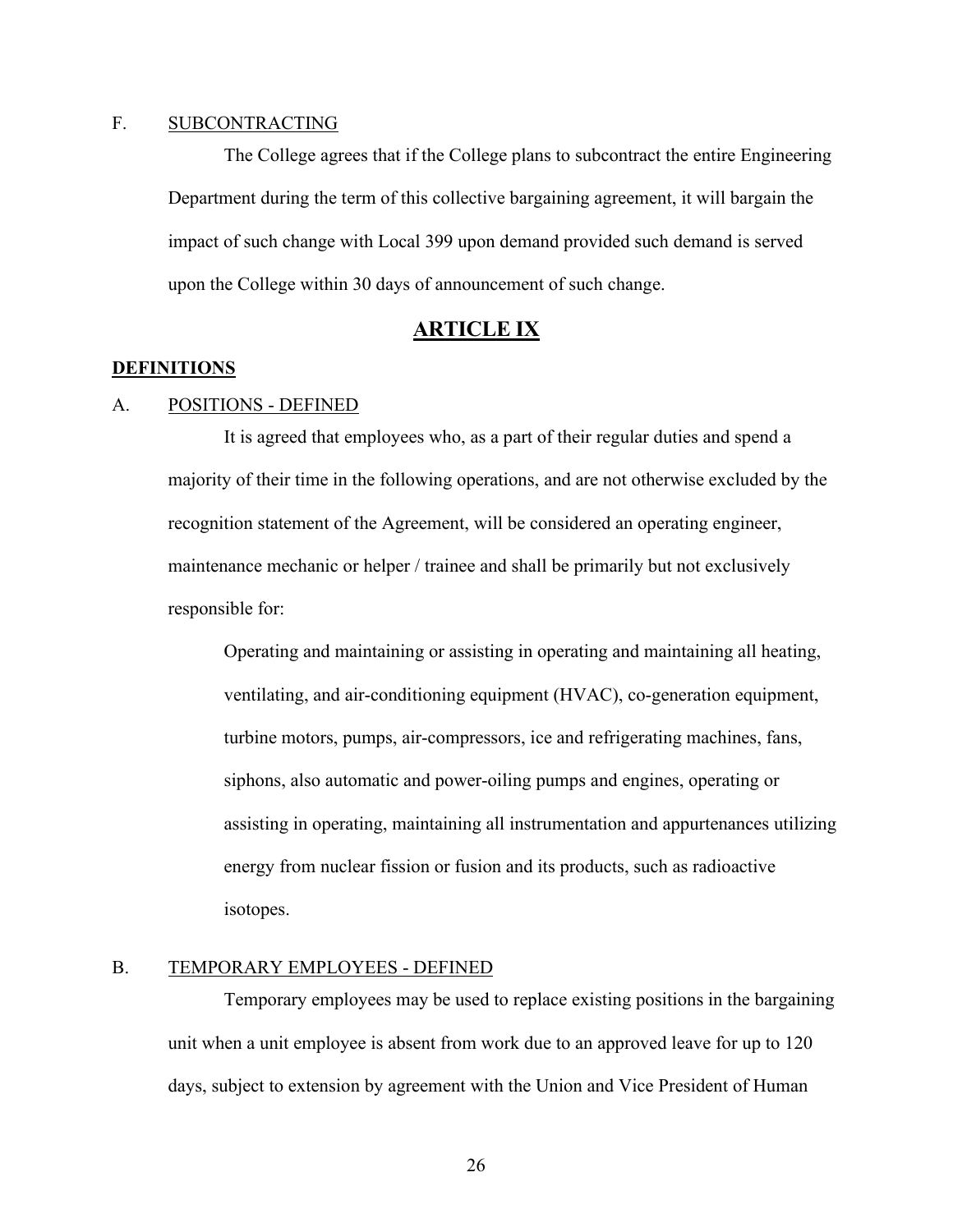F. <u>SUBCONTRACTING</u>

The College agrees that if the College plans to subcontract the entire Engineering Department during the term of this collective bargaining agreement, it will bargain the impact of such change with Local 399 upon demand provided such demand is served upon the College within 30 days of announcement of such change.

## ARTICLE IX

**DEFINITIONS**

A. <u>POSITIONS - DEFINED</u>

It is agreed that employees who, as a part of their regular duties and spend a majority of their time in the following operations, and are not otherwise excluded by the recognition statement of the Agreement, will be considered an operating engineer, maintenance mechanic or helper / trainee and shall be primarily but not exclusively responsible for:

> Operating and maintaining or assisting in operating and maintaining all heating, ventilating, and air-conditioning equipment (HVAC), co-generation equipment, turbine motors, pumps, air-compressors, ice and refrigerating machines, fans, siphons, also automatic and power-oiling pumps and engines, operating or assisting in operating, maintaining all instrumentation and appurtenances utilizing energy from nuclear fission or fusion and its products, such as radioactive isotopes.

B. <u>TEMPORARY EMPLOYEES - DEFINED</u>

Temporary employees may be used to replace existing positions in the bargaining unit when a unit employee is absent from work due to an approved leave for up to 120 days, subject to extension by agreement with the Union and Vice President of Human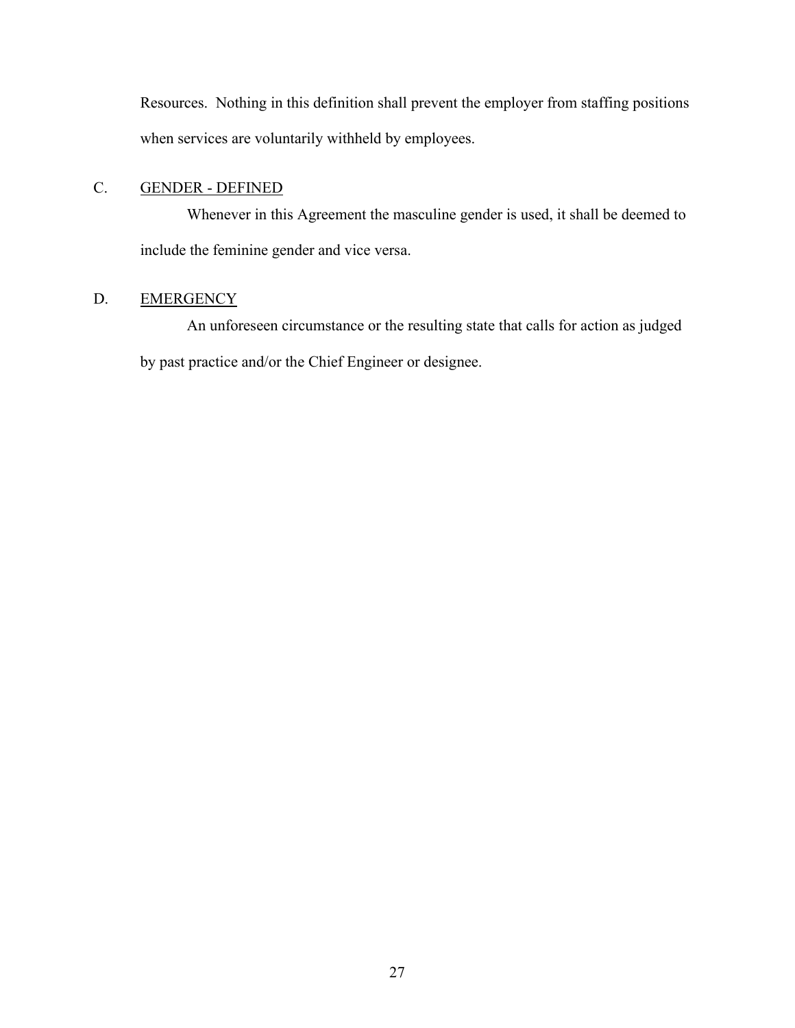Resources. Nothing in this definition shall prevent the employer from staffing positions when services are voluntarily withheld by employees.

C. <u>GENDER - DEFINED</u>

Whenever in this Agreement the masculine gender is used, it shall be deemed to include the feminine gender and vice versa.

D. <u>EMERGENCY</u>

An unforeseen circumstance or the resulting state that calls for action as judged by past practice and/or the Chief Engineer or designee.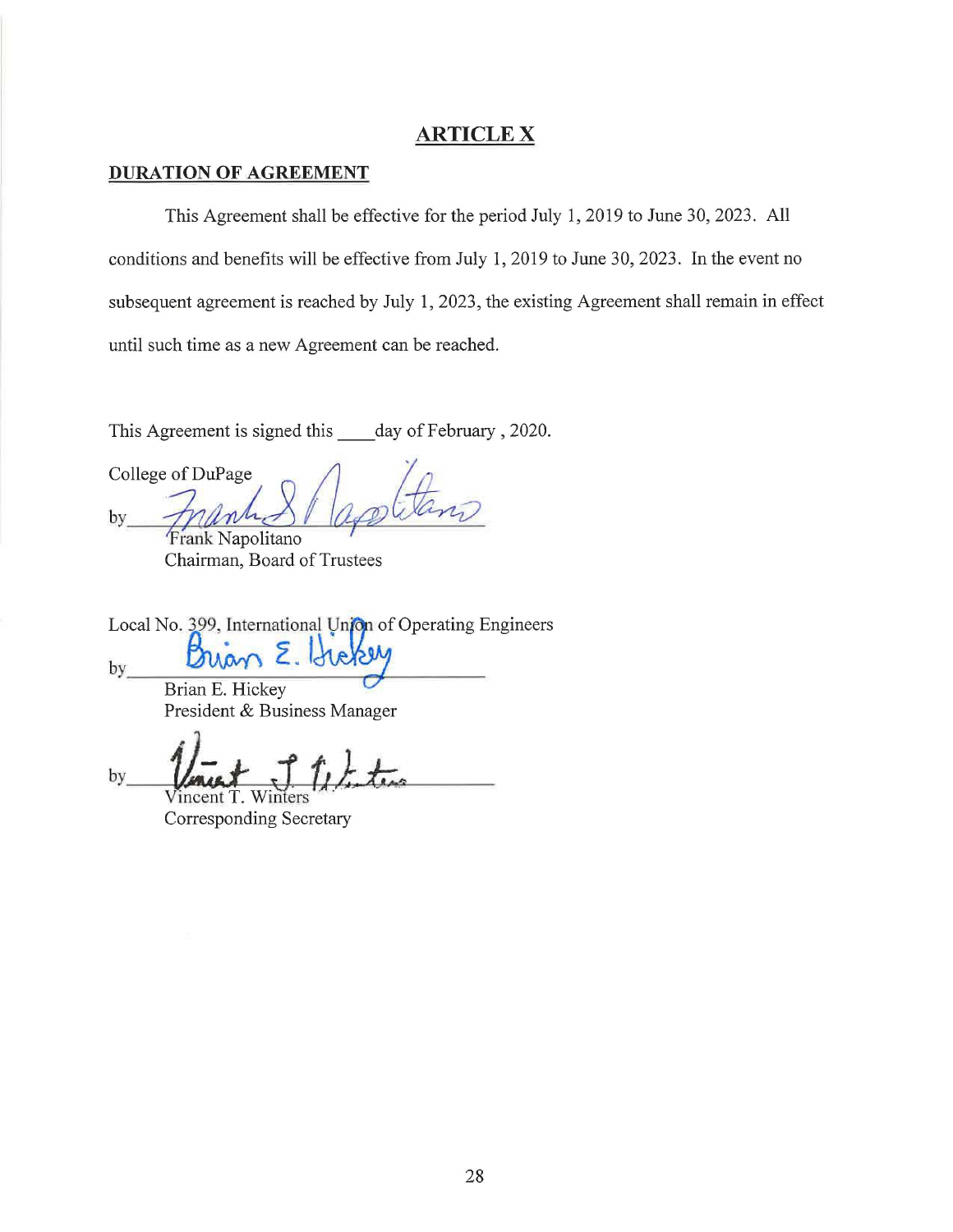# ARTICLE X

## DURATION OF AGREEMENT

This Agreement shall be effective for the period July 1, 2019 to June 30, 2023. All conditions and benefits will be effective from July 1, 2019 to June 30, 2023. In the event no subsequent agreement is reached by July 1, 2023, the existing Agreement shall remain in effect until such time as a new Agreement can be reached.

This Agreement is signed this ____ day of February , 2020.

College of DuPage

by ______________________
Frank Napolitano
Chairman, Board of Trustees

Local No. 399, International Union of Operating Engineers

by ______________________
Brian E. Hickey
President & Business Manager

by ______________________
Vincent T. Winters
Corresponding Secretary